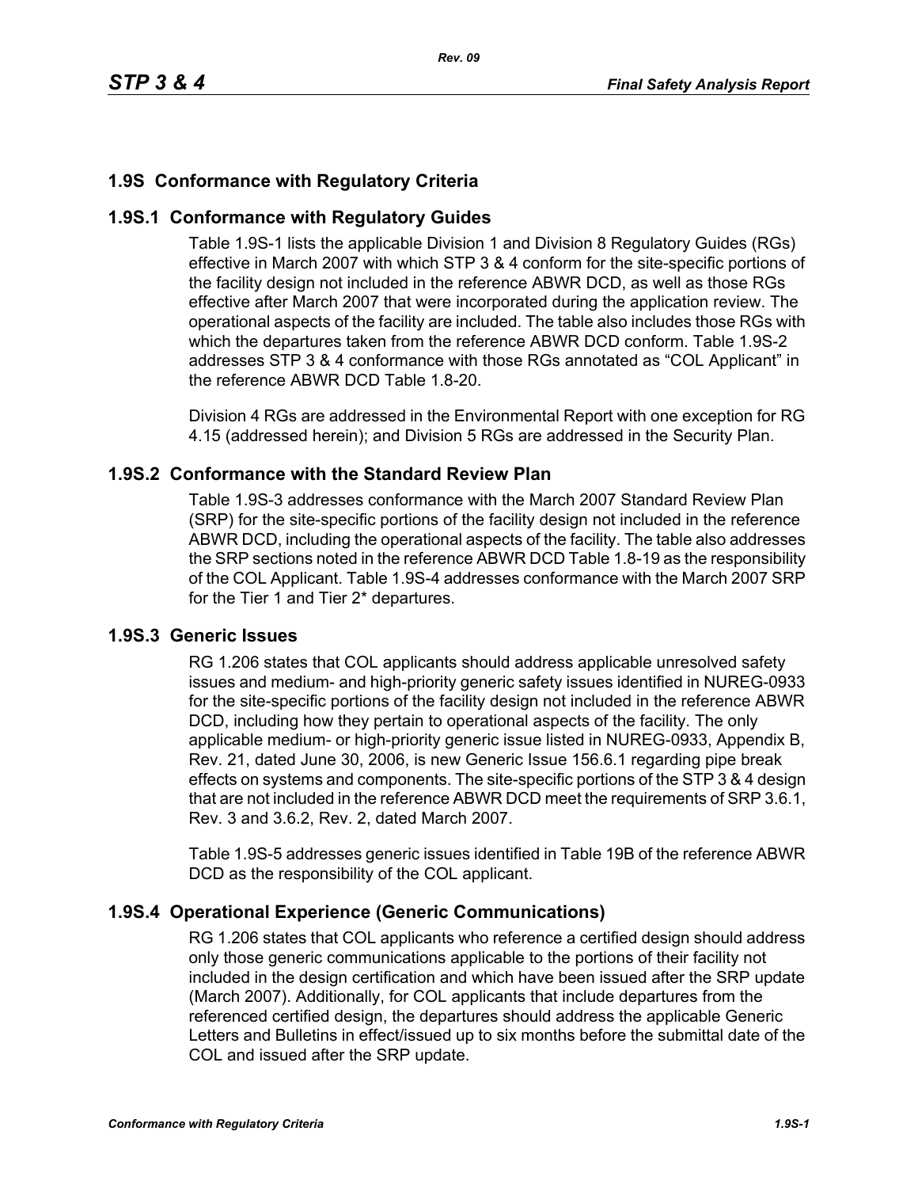# 1.9S Conformance with Regulatory Criteria

## 1.9S.1 Conformance with Regulatory Guides

Table 1.9S-1 lists the applicable Division 1 and Division 8 Regulatory Guides (RGs) effective in March 2007 with which STP 3 & 4 conform for the site-specific portions of the facility design not included in the reference ABWR DCD, as well as those RGs effective after March 2007 that were incorporated during the application review. The operational aspects of the facility are included. The table also includes those RGs with which the departures taken from the reference ABWR DCD conform. Table 1.9S-2 addresses STP 3 & 4 conformance with those RGs annotated as "COL Applicant" in the reference ABWR DCD Table 1.8-20.

Division 4 RGs are addressed in the Environmental Report with one exception for RG 4.15 (addressed herein); and Division 5 RGs are addressed in the Security Plan.

## 1.9S.2 Conformance with the Standard Review Plan

Table 1.9S-3 addresses conformance with the March 2007 Standard Review Plan (SRP) for the site-specific portions of the facility design not included in the reference ABWR DCD, including the operational aspects of the facility. The table also addresses the SRP sections noted in the reference ABWR DCD Table 1.8-19 as the responsibility of the COL Applicant. Table 1.9S-4 addresses conformance with the March 2007 SRP for the Tier 1 and Tier 2* departures.

## 1.9S.3 Generic Issues

RG 1.206 states that COL applicants should address applicable unresolved safety issues and medium- and high-priority generic safety issues identified in NUREG-0933 for the site-specific portions of the facility design not included in the reference ABWR DCD, including how they pertain to operational aspects of the facility. The only applicable medium- or high-priority generic issue listed in NUREG-0933, Appendix B, Rev. 21, dated June 30, 2006, is new Generic Issue 156.6.1 regarding pipe break effects on systems and components. The site-specific portions of the STP 3 & 4 design that are not included in the reference ABWR DCD meet the requirements of SRP 3.6.1, Rev. 3 and 3.6.2, Rev. 2, dated March 2007.

Table 1.9S-5 addresses generic issues identified in Table 19B of the reference ABWR DCD as the responsibility of the COL applicant.

## 1.9S.4 Operational Experience (Generic Communications)

RG 1.206 states that COL applicants who reference a certified design should address only those generic communications applicable to the portions of their facility not included in the design certification and which have been issued after the SRP update (March 2007). Additionally, for COL applicants that include departures from the referenced certified design, the departures should address the applicable Generic Letters and Bulletins in effect/issued up to six months before the submittal date of the COL and issued after the SRP update.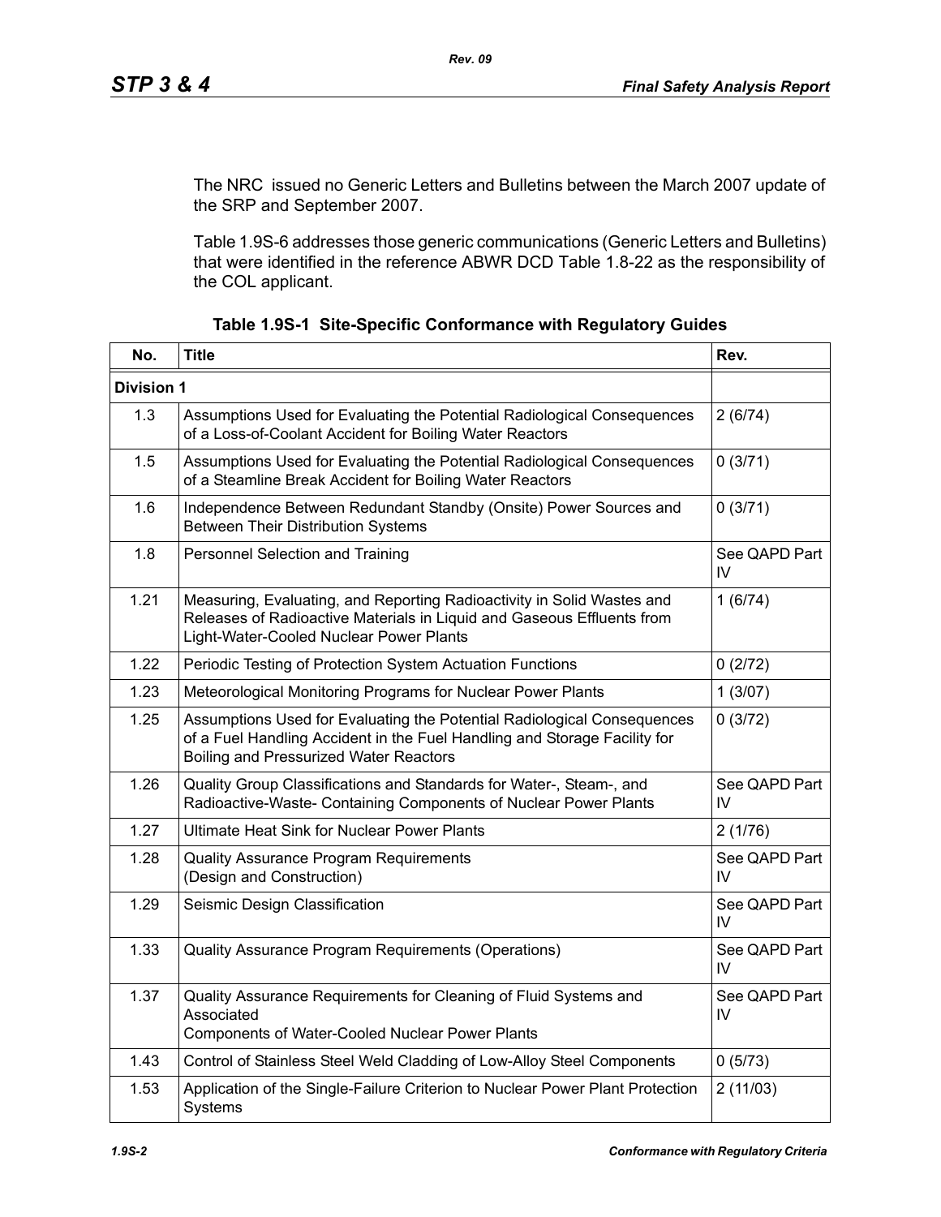The NRC issued no Generic Letters and Bulletins between the March 2007 update of the SRP and September 2007.

Table 1.9S-6 addresses those generic communications (Generic Letters and Bulletins) that were identified in the reference ABWR DCD Table 1.8-22 as the responsibility of the COL applicant.

**Table 1.9S-1 Site-Specific Conformance with Regulatory Guides**

| No. | Title | Rev. |
|---|---|---|
| **Division 1** | | |
| 1.3 | Assumptions Used for Evaluating the Potential Radiological Consequences of a Loss-of-Coolant Accident for Boiling Water Reactors | 2 (6/74) |
| 1.5 | Assumptions Used for Evaluating the Potential Radiological Consequences of a Steamline Break Accident for Boiling Water Reactors | 0 (3/71) |
| 1.6 | Independence Between Redundant Standby (Onsite) Power Sources and Between Their Distribution Systems | 0 (3/71) |
| 1.8 | Personnel Selection and Training | See QAPD Part IV |
| 1.21 | Measuring, Evaluating, and Reporting Radioactivity in Solid Wastes and Releases of Radioactive Materials in Liquid and Gaseous Effluents from Light-Water-Cooled Nuclear Power Plants | 1 (6/74) |
| 1.22 | Periodic Testing of Protection System Actuation Functions | 0 (2/72) |
| 1.23 | Meteorological Monitoring Programs for Nuclear Power Plants | 1 (3/07) |
| 1.25 | Assumptions Used for Evaluating the Potential Radiological Consequences of a Fuel Handling Accident in the Fuel Handling and Storage Facility for Boiling and Pressurized Water Reactors | 0 (3/72) |
| 1.26 | Quality Group Classifications and Standards for Water-, Steam-, and Radioactive-Waste- Containing Components of Nuclear Power Plants | See QAPD Part IV |
| 1.27 | Ultimate Heat Sink for Nuclear Power Plants | 2 (1/76) |
| 1.28 | Quality Assurance Program Requirements (Design and Construction) | See QAPD Part IV |
| 1.29 | Seismic Design Classification | See QAPD Part IV |
| 1.33 | Quality Assurance Program Requirements (Operations) | See QAPD Part IV |
| 1.37 | Quality Assurance Requirements for Cleaning of Fluid Systems and Associated Components of Water-Cooled Nuclear Power Plants | See QAPD Part IV |
| 1.43 | Control of Stainless Steel Weld Cladding of Low-Alloy Steel Components | 0 (5/73) |
| 1.53 | Application of the Single-Failure Criterion to Nuclear Power Plant Protection Systems | 2 (11/03) |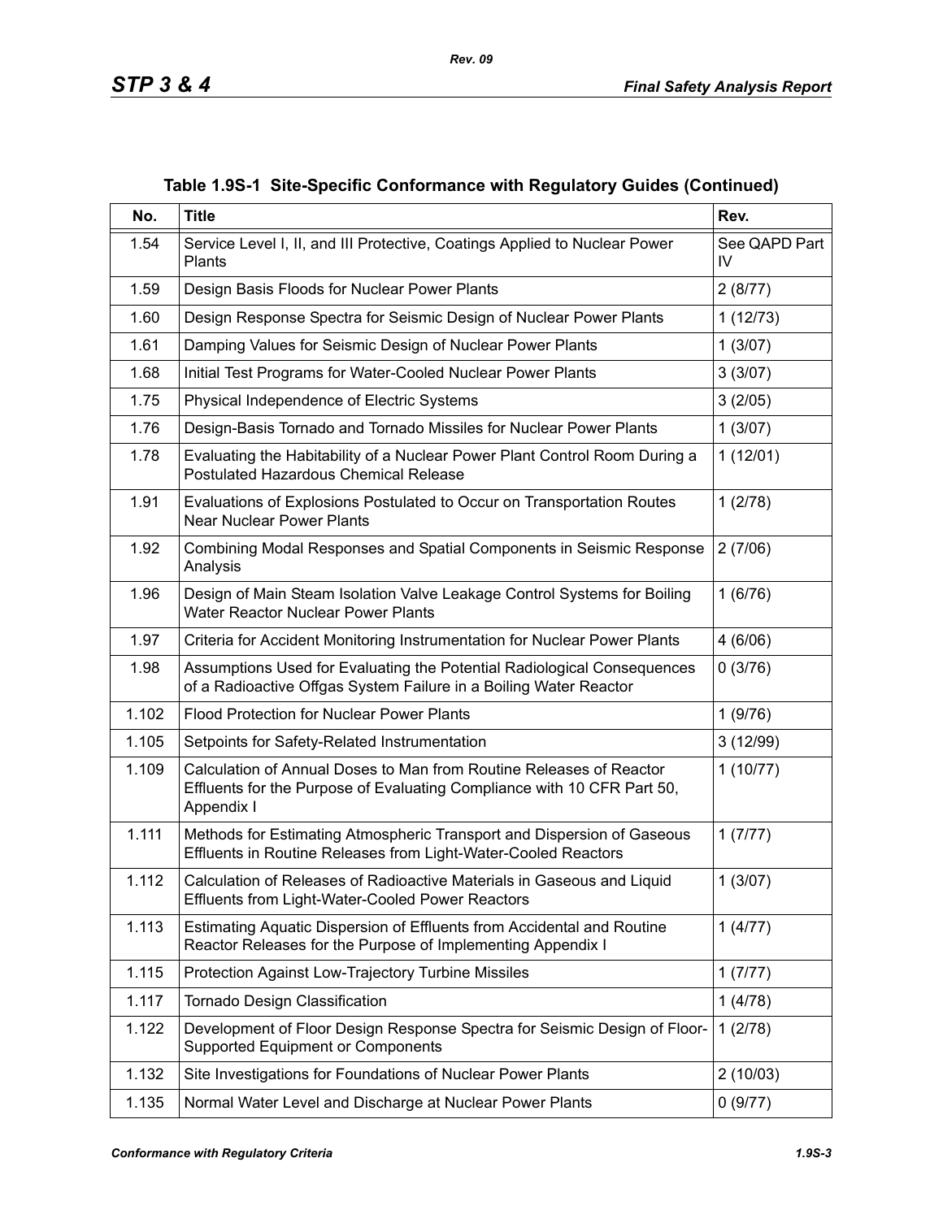**Table 1.9S-1 Site-Specific Conformance with Regulatory Guides (Continued)**

| No. | Title | Rev. |
|---|---|---|
| 1.54 | Service Level I, II, and III Protective, Coatings Applied to Nuclear Power Plants | See QAPD Part IV |
| 1.59 | Design Basis Floods for Nuclear Power Plants | 2 (8/77) |
| 1.60 | Design Response Spectra for Seismic Design of Nuclear Power Plants | 1 (12/73) |
| 1.61 | Damping Values for Seismic Design of Nuclear Power Plants | 1 (3/07) |
| 1.68 | Initial Test Programs for Water-Cooled Nuclear Power Plants | 3 (3/07) |
| 1.75 | Physical Independence of Electric Systems | 3 (2/05) |
| 1.76 | Design-Basis Tornado and Tornado Missiles for Nuclear Power Plants | 1 (3/07) |
| 1.78 | Evaluating the Habitability of a Nuclear Power Plant Control Room During a Postulated Hazardous Chemical Release | 1 (12/01) |
| 1.91 | Evaluations of Explosions Postulated to Occur on Transportation Routes Near Nuclear Power Plants | 1 (2/78) |
| 1.92 | Combining Modal Responses and Spatial Components in Seismic Response Analysis | 2 (7/06) |
| 1.96 | Design of Main Steam Isolation Valve Leakage Control Systems for Boiling Water Reactor Nuclear Power Plants | 1 (6/76) |
| 1.97 | Criteria for Accident Monitoring Instrumentation for Nuclear Power Plants | 4 (6/06) |
| 1.98 | Assumptions Used for Evaluating the Potential Radiological Consequences of a Radioactive Offgas System Failure in a Boiling Water Reactor | 0 (3/76) |
| 1.102 | Flood Protection for Nuclear Power Plants | 1 (9/76) |
| 1.105 | Setpoints for Safety-Related Instrumentation | 3 (12/99) |
| 1.109 | Calculation of Annual Doses to Man from Routine Releases of Reactor Effluents for the Purpose of Evaluating Compliance with 10 CFR Part 50, Appendix I | 1 (10/77) |
| 1.111 | Methods for Estimating Atmospheric Transport and Dispersion of Gaseous Effluents in Routine Releases from Light-Water-Cooled Reactors | 1 (7/77) |
| 1.112 | Calculation of Releases of Radioactive Materials in Gaseous and Liquid Effluents from Light-Water-Cooled Power Reactors | 1 (3/07) |
| 1.113 | Estimating Aquatic Dispersion of Effluents from Accidental and Routine Reactor Releases for the Purpose of Implementing Appendix I | 1 (4/77) |
| 1.115 | Protection Against Low-Trajectory Turbine Missiles | 1 (7/77) |
| 1.117 | Tornado Design Classification | 1 (4/78) |
| 1.122 | Development of Floor Design Response Spectra for Seismic Design of Floor-Supported Equipment or Components | 1 (2/78) |
| 1.132 | Site Investigations for Foundations of Nuclear Power Plants | 2 (10/03) |
| 1.135 | Normal Water Level and Discharge at Nuclear Power Plants | 0 (9/77) |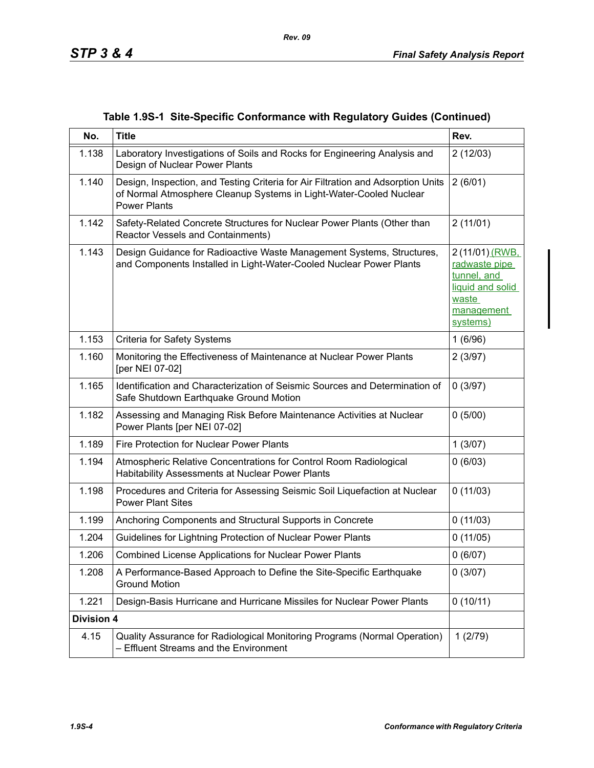**Table 1.9S-1 Site-Specific Conformance with Regulatory Guides (Continued)**

| No. | Title | Rev. |
|---|---|---|
| 1.138 | Laboratory Investigations of Soils and Rocks for Engineering Analysis and Design of Nuclear Power Plants | 2 (12/03) |
| 1.140 | Design, Inspection, and Testing Criteria for Air Filtration and Adsorption Units of Normal Atmosphere Cleanup Systems in Light-Water-Cooled Nuclear Power Plants | 2 (6/01) |
| 1.142 | Safety-Related Concrete Structures for Nuclear Power Plants (Other than Reactor Vessels and Containments) | 2 (11/01) |
| 1.143 | Design Guidance for Radioactive Waste Management Systems, Structures, and Components Installed in Light-Water-Cooled Nuclear Power Plants | 2 (11/01) (RWB, radwaste pipe tunnel, and liquid and solid waste management systems) |
| 1.153 | Criteria for Safety Systems | 1 (6/96) |
| 1.160 | Monitoring the Effectiveness of Maintenance at Nuclear Power Plants [per NEI 07-02] | 2 (3/97) |
| 1.165 | Identification and Characterization of Seismic Sources and Determination of Safe Shutdown Earthquake Ground Motion | 0 (3/97) |
| 1.182 | Assessing and Managing Risk Before Maintenance Activities at Nuclear Power Plants [per NEI 07-02] | 0 (5/00) |
| 1.189 | Fire Protection for Nuclear Power Plants | 1 (3/07) |
| 1.194 | Atmospheric Relative Concentrations for Control Room Radiological Habitability Assessments at Nuclear Power Plants | 0 (6/03) |
| 1.198 | Procedures and Criteria for Assessing Seismic Soil Liquefaction at Nuclear Power Plant Sites | 0 (11/03) |
| 1.199 | Anchoring Components and Structural Supports in Concrete | 0 (11/03) |
| 1.204 | Guidelines for Lightning Protection of Nuclear Power Plants | 0 (11/05) |
| 1.206 | Combined License Applications for Nuclear Power Plants | 0 (6/07) |
| 1.208 | A Performance-Based Approach to Define the Site-Specific Earthquake Ground Motion | 0 (3/07) |
| 1.221 | Design-Basis Hurricane and Hurricane Missiles for Nuclear Power Plants | 0 (10/11) |
| **Division 4** | | |
| 4.15 | Quality Assurance for Radiological Monitoring Programs (Normal Operation) – Effluent Streams and the Environment | 1 (2/79) |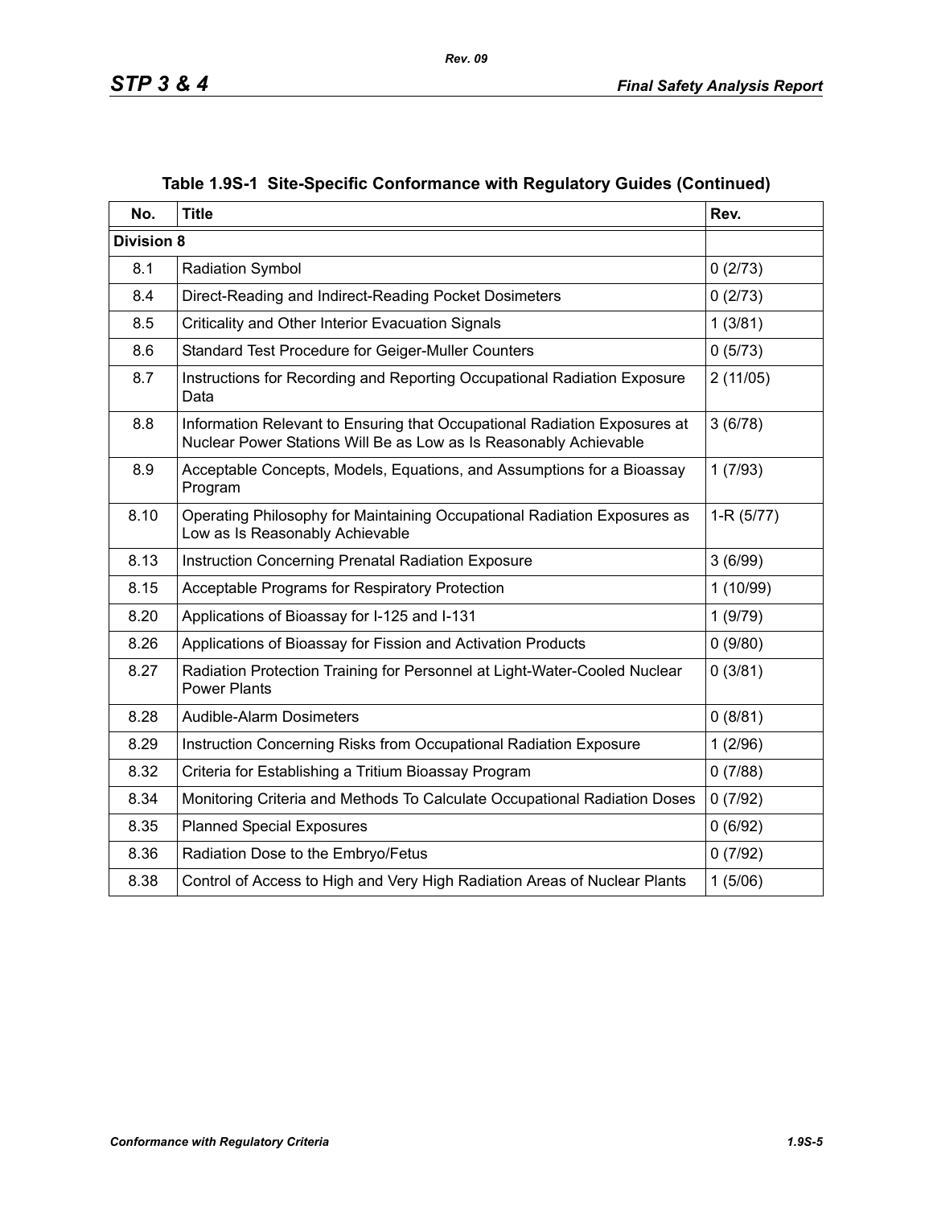**Table 1.9S-1 Site-Specific Conformance with Regulatory Guides (Continued)**

| No. | Title | Rev. |
|---|---|---|
| **Division 8** | | |
| 8.1 | Radiation Symbol | 0 (2/73) |
| 8.4 | Direct-Reading and Indirect-Reading Pocket Dosimeters | 0 (2/73) |
| 8.5 | Criticality and Other Interior Evacuation Signals | 1 (3/81) |
| 8.6 | Standard Test Procedure for Geiger-Muller Counters | 0 (5/73) |
| 8.7 | Instructions for Recording and Reporting Occupational Radiation Exposure Data | 2 (11/05) |
| 8.8 | Information Relevant to Ensuring that Occupational Radiation Exposures at Nuclear Power Stations Will Be as Low as Is Reasonably Achievable | 3 (6/78) |
| 8.9 | Acceptable Concepts, Models, Equations, and Assumptions for a Bioassay Program | 1 (7/93) |
| 8.10 | Operating Philosophy for Maintaining Occupational Radiation Exposures as Low as Is Reasonably Achievable | 1-R (5/77) |
| 8.13 | Instruction Concerning Prenatal Radiation Exposure | 3 (6/99) |
| 8.15 | Acceptable Programs for Respiratory Protection | 1 (10/99) |
| 8.20 | Applications of Bioassay for I-125 and I-131 | 1 (9/79) |
| 8.26 | Applications of Bioassay for Fission and Activation Products | 0 (9/80) |
| 8.27 | Radiation Protection Training for Personnel at Light-Water-Cooled Nuclear Power Plants | 0 (3/81) |
| 8.28 | Audible-Alarm Dosimeters | 0 (8/81) |
| 8.29 | Instruction Concerning Risks from Occupational Radiation Exposure | 1 (2/96) |
| 8.32 | Criteria for Establishing a Tritium Bioassay Program | 0 (7/88) |
| 8.34 | Monitoring Criteria and Methods To Calculate Occupational Radiation Doses | 0 (7/92) |
| 8.35 | Planned Special Exposures | 0 (6/92) |
| 8.36 | Radiation Dose to the Embryo/Fetus | 0 (7/92) |
| 8.38 | Control of Access to High and Very High Radiation Areas of Nuclear Plants | 1 (5/06) |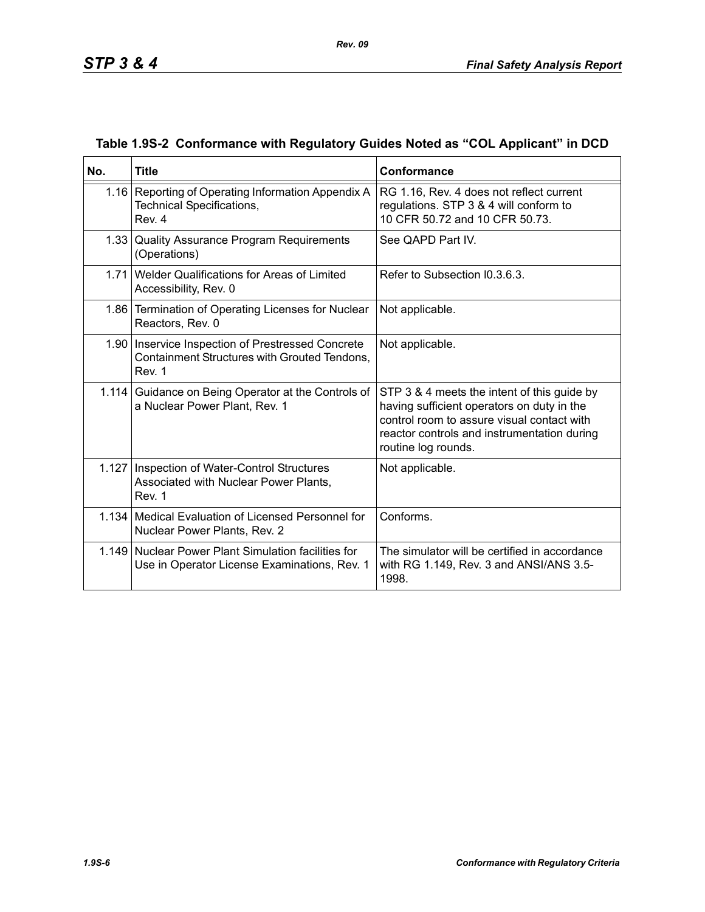### Table 1.9S-2 Conformance with Regulatory Guides Noted as "COL Applicant" in DCD

| No. | Title | Conformance |
|---|---|---|
| 1.16 | Reporting of Operating Information Appendix A Technical Specifications, Rev. 4 | RG 1.16, Rev. 4 does not reflect current regulations. STP 3 & 4 will conform to 10 CFR 50.72 and 10 CFR 50.73. |
| 1.33 | Quality Assurance Program Requirements (Operations) | See QAPD Part IV. |
| 1.71 | Welder Qualifications for Areas of Limited Accessibility, Rev. 0 | Refer to Subsection I0.3.6.3. |
| 1.86 | Termination of Operating Licenses for Nuclear Reactors, Rev. 0 | Not applicable. |
| 1.90 | Inservice Inspection of Prestressed Concrete Containment Structures with Grouted Tendons, Rev. 1 | Not applicable. |
| 1.114 | Guidance on Being Operator at the Controls of a Nuclear Power Plant, Rev. 1 | STP 3 & 4 meets the intent of this guide by having sufficient operators on duty in the control room to assure visual contact with reactor controls and instrumentation during routine log rounds. |
| 1.127 | Inspection of Water-Control Structures Associated with Nuclear Power Plants, Rev. 1 | Not applicable. |
| 1.134 | Medical Evaluation of Licensed Personnel for Nuclear Power Plants, Rev. 2 | Conforms. |
| 1.149 | Nuclear Power Plant Simulation facilities for Use in Operator License Examinations, Rev. 1 | The simulator will be certified in accordance with RG 1.149, Rev. 3 and ANSI/ANS 3.5-1998. |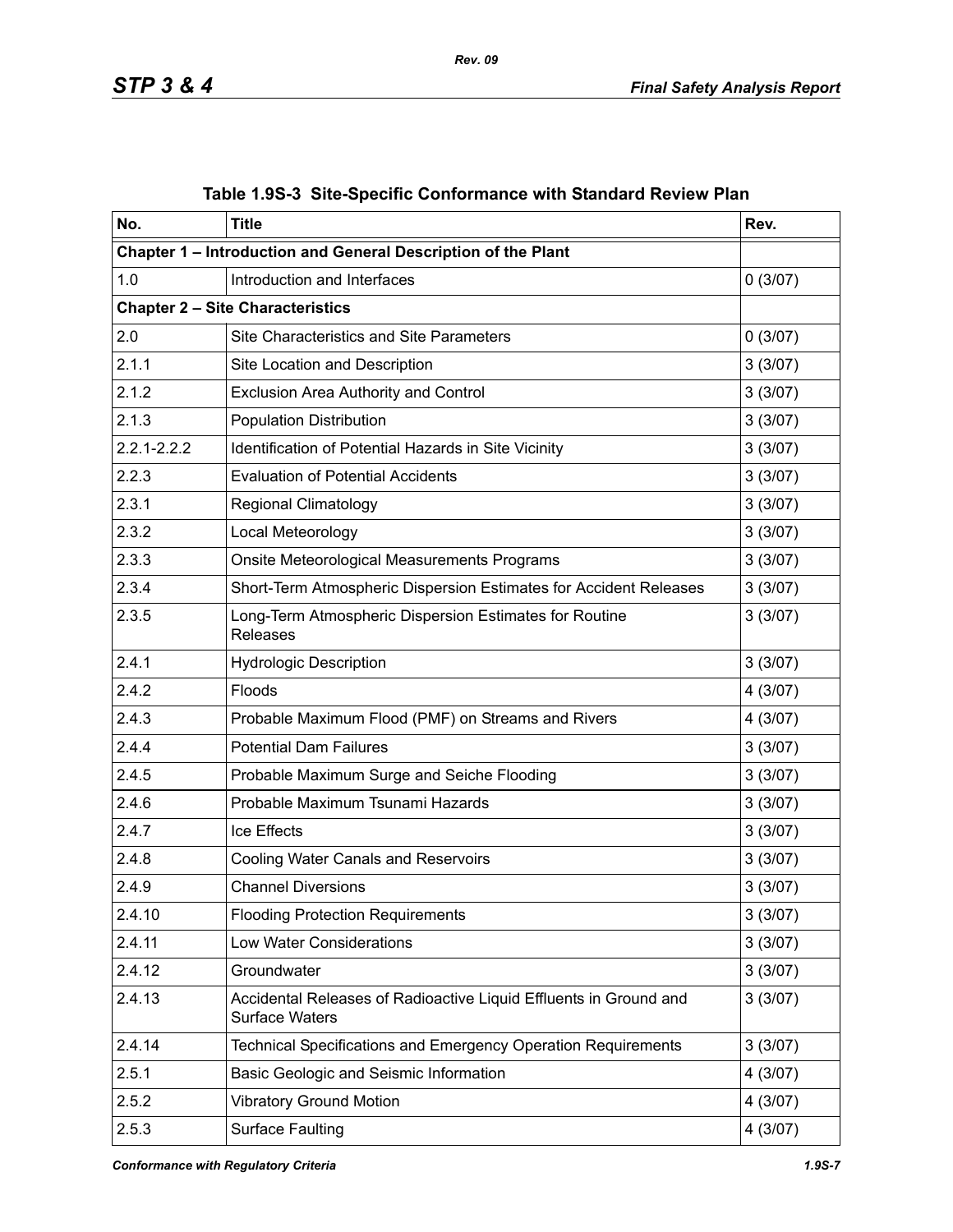Table 1.9S-3 Site-Specific Conformance with Standard Review Plan

| No. | Title | Rev. |
|---|---|---|
| **Chapter 1 – Introduction and General Description of the Plant** | | |
| 1.0 | Introduction and Interfaces | 0 (3/07) |
| **Chapter 2 – Site Characteristics** | | |
| 2.0 | Site Characteristics and Site Parameters | 0 (3/07) |
| 2.1.1 | Site Location and Description | 3 (3/07) |
| 2.1.2 | Exclusion Area Authority and Control | 3 (3/07) |
| 2.1.3 | Population Distribution | 3 (3/07) |
| 2.2.1-2.2.2 | Identification of Potential Hazards in Site Vicinity | 3 (3/07) |
| 2.2.3 | Evaluation of Potential Accidents | 3 (3/07) |
| 2.3.1 | Regional Climatology | 3 (3/07) |
| 2.3.2 | Local Meteorology | 3 (3/07) |
| 2.3.3 | Onsite Meteorological Measurements Programs | 3 (3/07) |
| 2.3.4 | Short-Term Atmospheric Dispersion Estimates for Accident Releases | 3 (3/07) |
| 2.3.5 | Long-Term Atmospheric Dispersion Estimates for Routine Releases | 3 (3/07) |
| 2.4.1 | Hydrologic Description | 3 (3/07) |
| 2.4.2 | Floods | 4 (3/07) |
| 2.4.3 | Probable Maximum Flood (PMF) on Streams and Rivers | 4 (3/07) |
| 2.4.4 | Potential Dam Failures | 3 (3/07) |
| 2.4.5 | Probable Maximum Surge and Seiche Flooding | 3 (3/07) |
| 2.4.6 | Probable Maximum Tsunami Hazards | 3 (3/07) |
| 2.4.7 | Ice Effects | 3 (3/07) |
| 2.4.8 | Cooling Water Canals and Reservoirs | 3 (3/07) |
| 2.4.9 | Channel Diversions | 3 (3/07) |
| 2.4.10 | Flooding Protection Requirements | 3 (3/07) |
| 2.4.11 | Low Water Considerations | 3 (3/07) |
| 2.4.12 | Groundwater | 3 (3/07) |
| 2.4.13 | Accidental Releases of Radioactive Liquid Effluents in Ground and Surface Waters | 3 (3/07) |
| 2.4.14 | Technical Specifications and Emergency Operation Requirements | 3 (3/07) |
| 2.5.1 | Basic Geologic and Seismic Information | 4 (3/07) |
| 2.5.2 | Vibratory Ground Motion | 4 (3/07) |
| 2.5.3 | Surface Faulting | 4 (3/07) |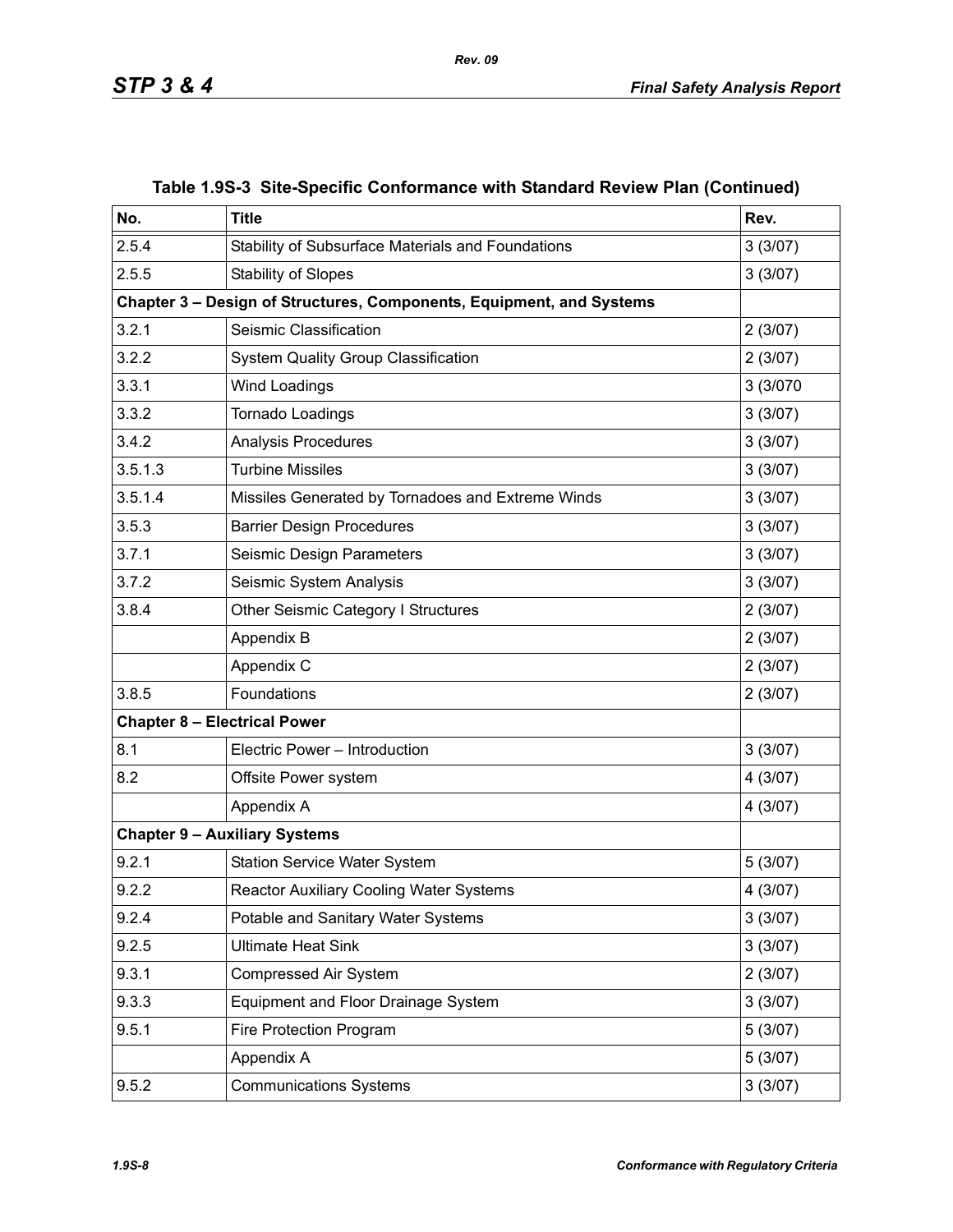**Table 1.9S-3 Site-Specific Conformance with Standard Review Plan (Continued)**

| No. | Title | Rev. |
|---|---|---|
| 2.5.4 | Stability of Subsurface Materials and Foundations | 3 (3/07) |
| 2.5.5 | Stability of Slopes | 3 (3/07) |
| **Chapter 3 – Design of Structures, Components, Equipment, and Systems** | | |
| 3.2.1 | Seismic Classification | 2 (3/07) |
| 3.2.2 | System Quality Group Classification | 2 (3/07) |
| 3.3.1 | Wind Loadings | 3 (3/070 |
| 3.3.2 | Tornado Loadings | 3 (3/07) |
| 3.4.2 | Analysis Procedures | 3 (3/07) |
| 3.5.1.3 | Turbine Missiles | 3 (3/07) |
| 3.5.1.4 | Missiles Generated by Tornadoes and Extreme Winds | 3 (3/07) |
| 3.5.3 | Barrier Design Procedures | 3 (3/07) |
| 3.7.1 | Seismic Design Parameters | 3 (3/07) |
| 3.7.2 | Seismic System Analysis | 3 (3/07) |
| 3.8.4 | Other Seismic Category I Structures | 2 (3/07) |
| | Appendix B | 2 (3/07) |
| | Appendix C | 2 (3/07) |
| 3.8.5 | Foundations | 2 (3/07) |
| **Chapter 8 – Electrical Power** | | |
| 8.1 | Electric Power – Introduction | 3 (3/07) |
| 8.2 | Offsite Power system | 4 (3/07) |
| | Appendix A | 4 (3/07) |
| **Chapter 9 – Auxiliary Systems** | | |
| 9.2.1 | Station Service Water System | 5 (3/07) |
| 9.2.2 | Reactor Auxiliary Cooling Water Systems | 4 (3/07) |
| 9.2.4 | Potable and Sanitary Water Systems | 3 (3/07) |
| 9.2.5 | Ultimate Heat Sink | 3 (3/07) |
| 9.3.1 | Compressed Air System | 2 (3/07) |
| 9.3.3 | Equipment and Floor Drainage System | 3 (3/07) |
| 9.5.1 | Fire Protection Program | 5 (3/07) |
| | Appendix A | 5 (3/07) |
| 9.5.2 | Communications Systems | 3 (3/07) |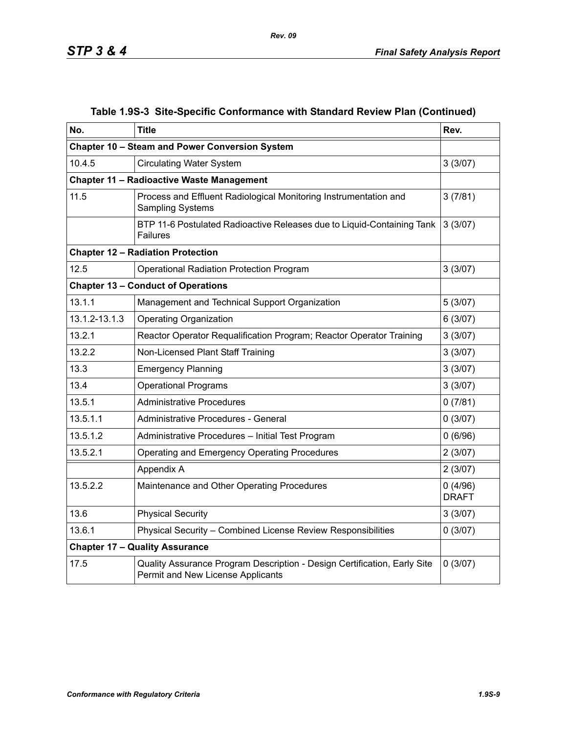## Table 1.9S-3 Site-Specific Conformance with Standard Review Plan (Continued)

| No. | Title | Rev. |
|---|---|---|
| **Chapter 10 – Steam and Power Conversion System** | | |
| 10.4.5 | Circulating Water System | 3 (3/07) |
| **Chapter 11 – Radioactive Waste Management** | | |
| 11.5 | Process and Effluent Radiological Monitoring Instrumentation and Sampling Systems | 3 (7/81) |
| | BTP 11-6 Postulated Radioactive Releases due to Liquid-Containing Tank Failures | 3 (3/07) |
| **Chapter 12 – Radiation Protection** | | |
| 12.5 | Operational Radiation Protection Program | 3 (3/07) |
| **Chapter 13 – Conduct of Operations** | | |
| 13.1.1 | Management and Technical Support Organization | 5 (3/07) |
| 13.1.2-13.1.3 | Operating Organization | 6 (3/07) |
| 13.2.1 | Reactor Operator Requalification Program; Reactor Operator Training | 3 (3/07) |
| 13.2.2 | Non-Licensed Plant Staff Training | 3 (3/07) |
| 13.3 | Emergency Planning | 3 (3/07) |
| 13.4 | Operational Programs | 3 (3/07) |
| 13.5.1 | Administrative Procedures | 0 (7/81) |
| 13.5.1.1 | Administrative Procedures - General | 0 (3/07) |
| 13.5.1.2 | Administrative Procedures – Initial Test Program | 0 (6/96) |
| 13.5.2.1 | Operating and Emergency Operating Procedures | 2 (3/07) |
| | Appendix A | 2 (3/07) |
| 13.5.2.2 | Maintenance and Other Operating Procedures | 0 (4/96) DRAFT |
| 13.6 | Physical Security | 3 (3/07) |
| 13.6.1 | Physical Security – Combined License Review Responsibilities | 0 (3/07) |
| **Chapter 17 – Quality Assurance** | | |
| 17.5 | Quality Assurance Program Description - Design Certification, Early Site Permit and New License Applicants | 0 (3/07) |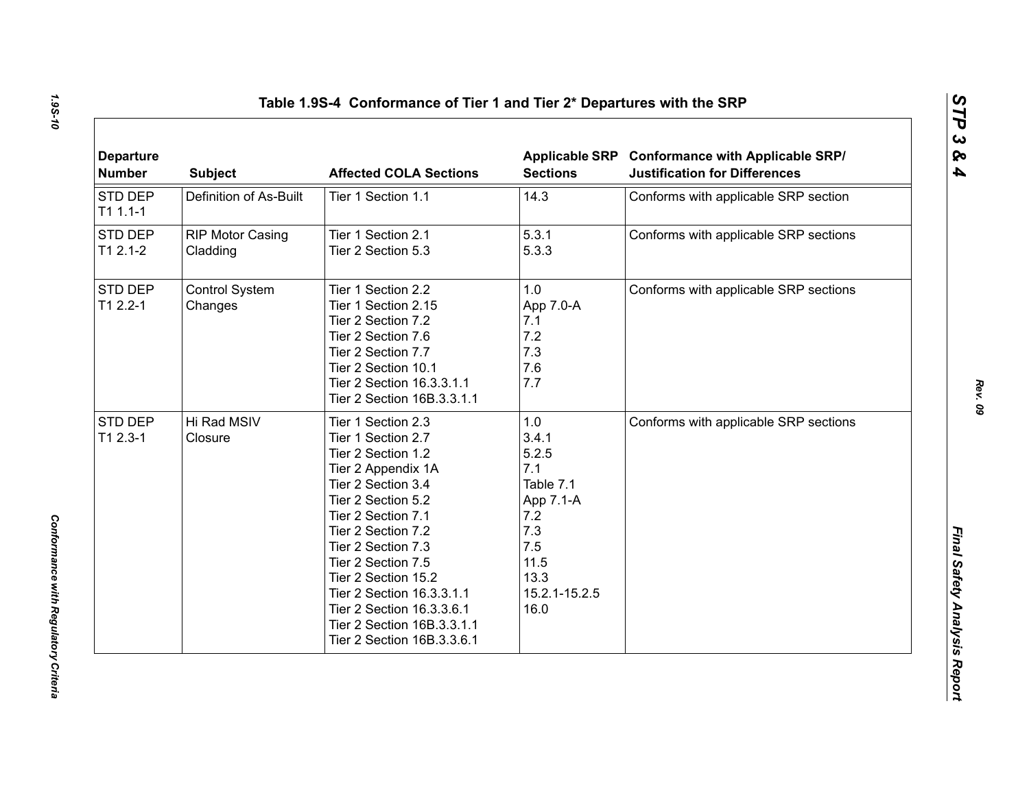Table 1.9S-4 Conformance of Tier 1 and Tier 2* Departures with the SRP

| Departure Number | Subject | Affected COLA Sections | Applicable SRP Sections | Conformance with Applicable SRP/ Justification for Differences |
|---|---|---|---|---|
| STD DEP T1 1.1-1 | Definition of As-Built | Tier 1 Section 1.1 | 14.3 | Conforms with applicable SRP section |
| STD DEP T1 2.1-2 | RIP Motor Casing Cladding | Tier 1 Section 2.1<br>Tier 2 Section 5.3 | 5.3.1<br>5.3.3 | Conforms with applicable SRP sections |
| STD DEP T1 2.2-1 | Control System Changes | Tier 1 Section 2.2<br>Tier 1 Section 2.15<br>Tier 2 Section 7.2<br>Tier 2 Section 7.6<br>Tier 2 Section 7.7<br>Tier 2 Section 10.1<br>Tier 2 Section 16.3.3.1.1<br>Tier 2 Section 16B.3.3.1.1 | 1.0<br>App 7.0-A<br>7.1<br>7.2<br>7.3<br>7.6<br>7.7 | Conforms with applicable SRP sections |
| STD DEP T1 2.3-1 | Hi Rad MSIV Closure | Tier 1 Section 2.3<br>Tier 1 Section 2.7<br>Tier 2 Section 1.2<br>Tier 2 Appendix 1A<br>Tier 2 Section 3.4<br>Tier 2 Section 5.2<br>Tier 2 Section 7.1<br>Tier 2 Section 7.2<br>Tier 2 Section 7.3<br>Tier 2 Section 7.5<br>Tier 2 Section 15.2<br>Tier 2 Section 16.3.3.1.1<br>Tier 2 Section 16.3.3.6.1<br>Tier 2 Section 16B.3.3.1.1<br>Tier 2 Section 16B.3.3.6.1 | 1.0<br>3.4.1<br>5.2.5<br>7.1<br>Table 7.1<br>App 7.1-A<br>7.2<br>7.3<br>7.5<br>11.5<br>13.3<br>15.2.1-15.2.5<br>16.0 | Conforms with applicable SRP sections |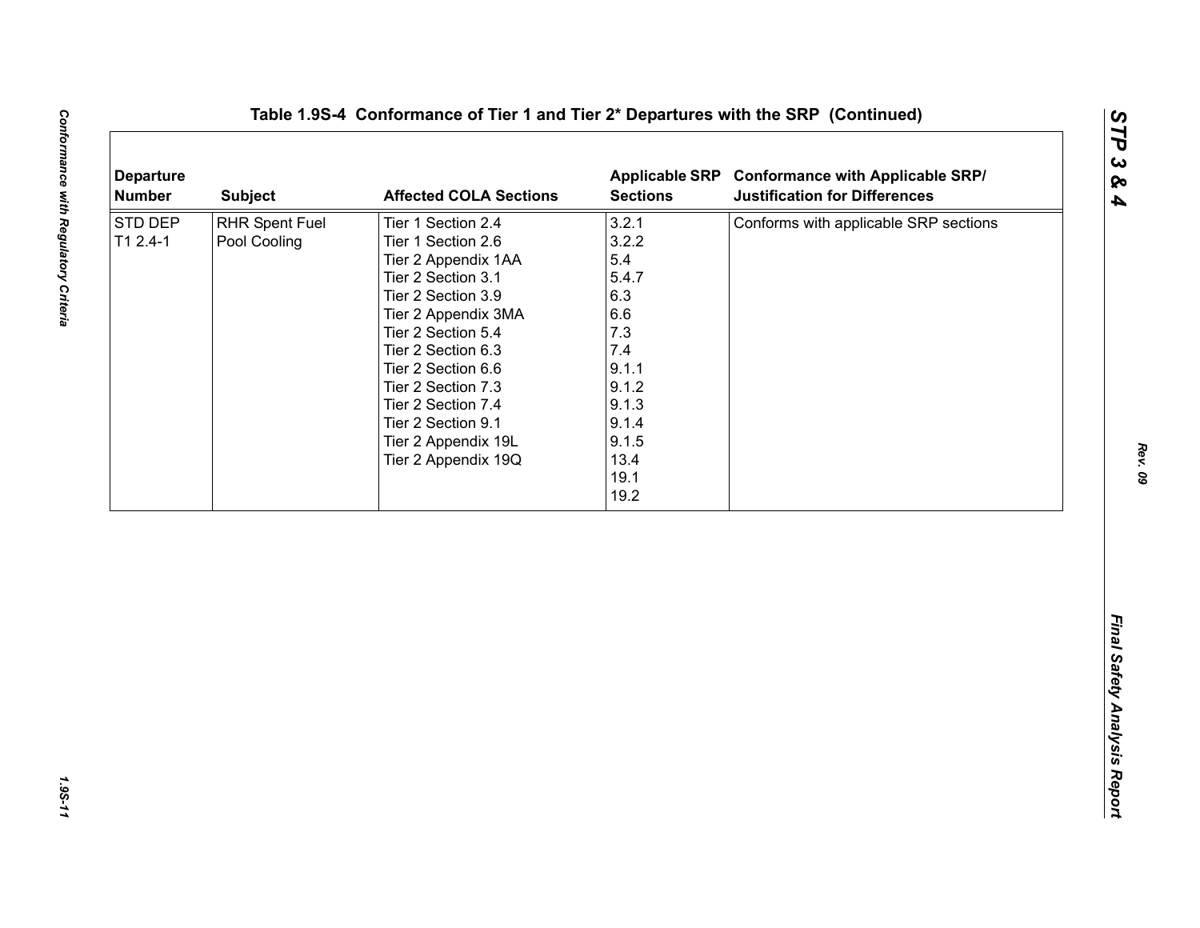## Table 1.9S-4 Conformance of Tier 1 and Tier 2* Departures with the SRP (Continued)

| Departure Number | Subject | Affected COLA Sections | Applicable SRP Sections | Conformance with Applicable SRP/ Justification for Differences |
|---|---|---|---|---|
| STD DEP T1 2.4-1 | RHR Spent Fuel Pool Cooling | Tier 1 Section 2.4<br>Tier 1 Section 2.6<br>Tier 2 Appendix 1AA<br>Tier 2 Section 3.1<br>Tier 2 Section 3.9<br>Tier 2 Appendix 3MA<br>Tier 2 Section 5.4<br>Tier 2 Section 6.3<br>Tier 2 Section 6.6<br>Tier 2 Section 7.3<br>Tier 2 Section 7.4<br>Tier 2 Section 9.1<br>Tier 2 Appendix 19L<br>Tier 2 Appendix 19Q | 3.2.1<br>3.2.2<br>5.4<br>5.4.7<br>6.3<br>6.6<br>7.3<br>7.4<br>9.1.1<br>9.1.2<br>9.1.3<br>9.1.4<br>9.1.5<br>13.4<br>19.1<br>19.2 | Conforms with applicable SRP sections |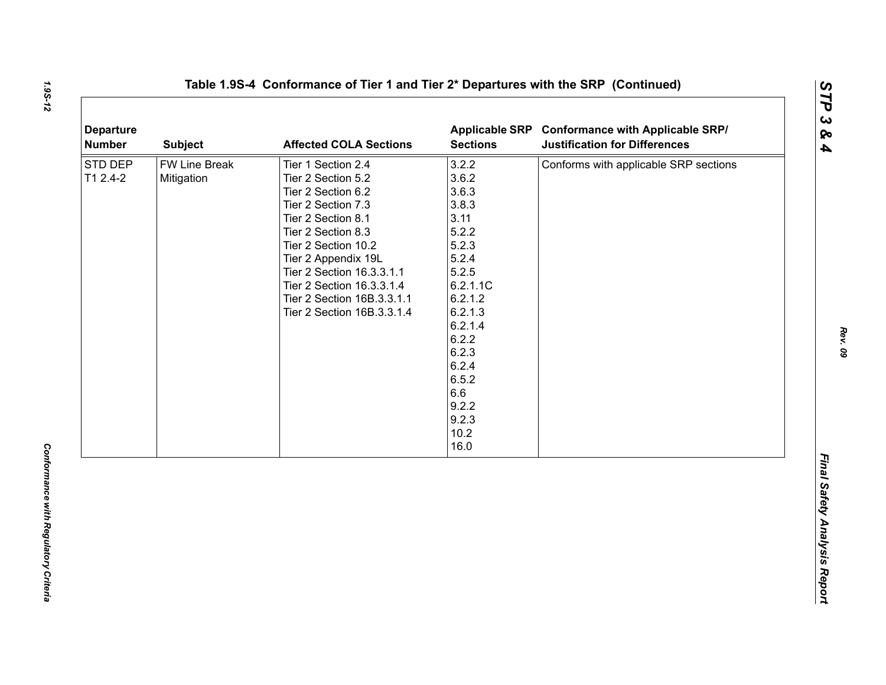## Table 1.9S-4 Conformance of Tier 1 and Tier 2* Departures with the SRP (Continued)

| Departure Number | Subject | Affected COLA Sections | Applicable SRP Sections | Conformance with Applicable SRP/ Justification for Differences |
|---|---|---|---|---|
| STD DEP T1 2.4-2 | FW Line Break Mitigation | Tier 1 Section 2.4<br>Tier 2 Section 5.2<br>Tier 2 Section 6.2<br>Tier 2 Section 7.3<br>Tier 2 Section 8.1<br>Tier 2 Section 8.3<br>Tier 2 Section 10.2<br>Tier 2 Appendix 19L<br>Tier 2 Section 16.3.3.1.1<br>Tier 2 Section 16.3.3.1.4<br>Tier 2 Section 16B.3.3.1.1<br>Tier 2 Section 16B.3.3.1.4 | 3.2.2<br>3.6.2<br>3.6.3<br>3.8.3<br>3.11<br>5.2.2<br>5.2.3<br>5.2.4<br>5.2.5<br>6.2.1.1C<br>6.2.1.2<br>6.2.1.3<br>6.2.1.4<br>6.2.2<br>6.2.3<br>6.2.4<br>6.5.2<br>6.6<br>9.2.2<br>9.2.3<br>10.2<br>16.0 | Conforms with applicable SRP sections |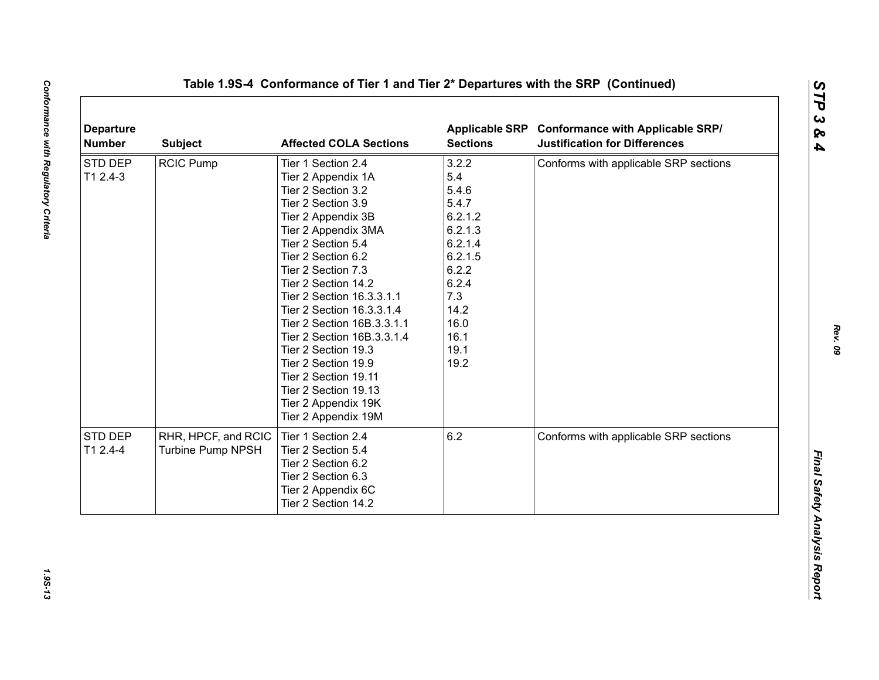## Table 1.9S-4 Conformance of Tier 1 and Tier 2* Departures with the SRP (Continued)

| Departure Number | Subject | Affected COLA Sections | Applicable SRP Sections | Conformance with Applicable SRP/ Justification for Differences |
|---|---|---|---|---|
| STD DEP T1 2.4-3 | RCIC Pump | Tier 1 Section 2.4<br>Tier 2 Appendix 1A<br>Tier 2 Section 3.2<br>Tier 2 Section 3.9<br>Tier 2 Appendix 3B<br>Tier 2 Appendix 3MA<br>Tier 2 Section 5.4<br>Tier 2 Section 6.2<br>Tier 2 Section 7.3<br>Tier 2 Section 14.2<br>Tier 2 Section 16.3.3.1.1<br>Tier 2 Section 16.3.3.1.4<br>Tier 2 Section 16B.3.3.1.1<br>Tier 2 Section 16B.3.3.1.4<br>Tier 2 Section 19.3<br>Tier 2 Section 19.9<br>Tier 2 Section 19.11<br>Tier 2 Section 19.13<br>Tier 2 Appendix 19K<br>Tier 2 Appendix 19M | 3.2.2<br>5.4<br>5.4.6<br>5.4.7<br>6.2.1.2<br>6.2.1.3<br>6.2.1.4<br>6.2.1.5<br>6.2.2<br>6.2.4<br>7.3<br>14.2<br>16.0<br>16.1<br>19.1<br>19.2 | Conforms with applicable SRP sections |
| STD DEP T1 2.4-4 | RHR, HPCF, and RCIC Turbine Pump NPSH | Tier 1 Section 2.4<br>Tier 2 Section 5.4<br>Tier 2 Section 6.2<br>Tier 2 Section 6.3<br>Tier 2 Appendix 6C<br>Tier 2 Section 14.2 | 6.2 | Conforms with applicable SRP sections |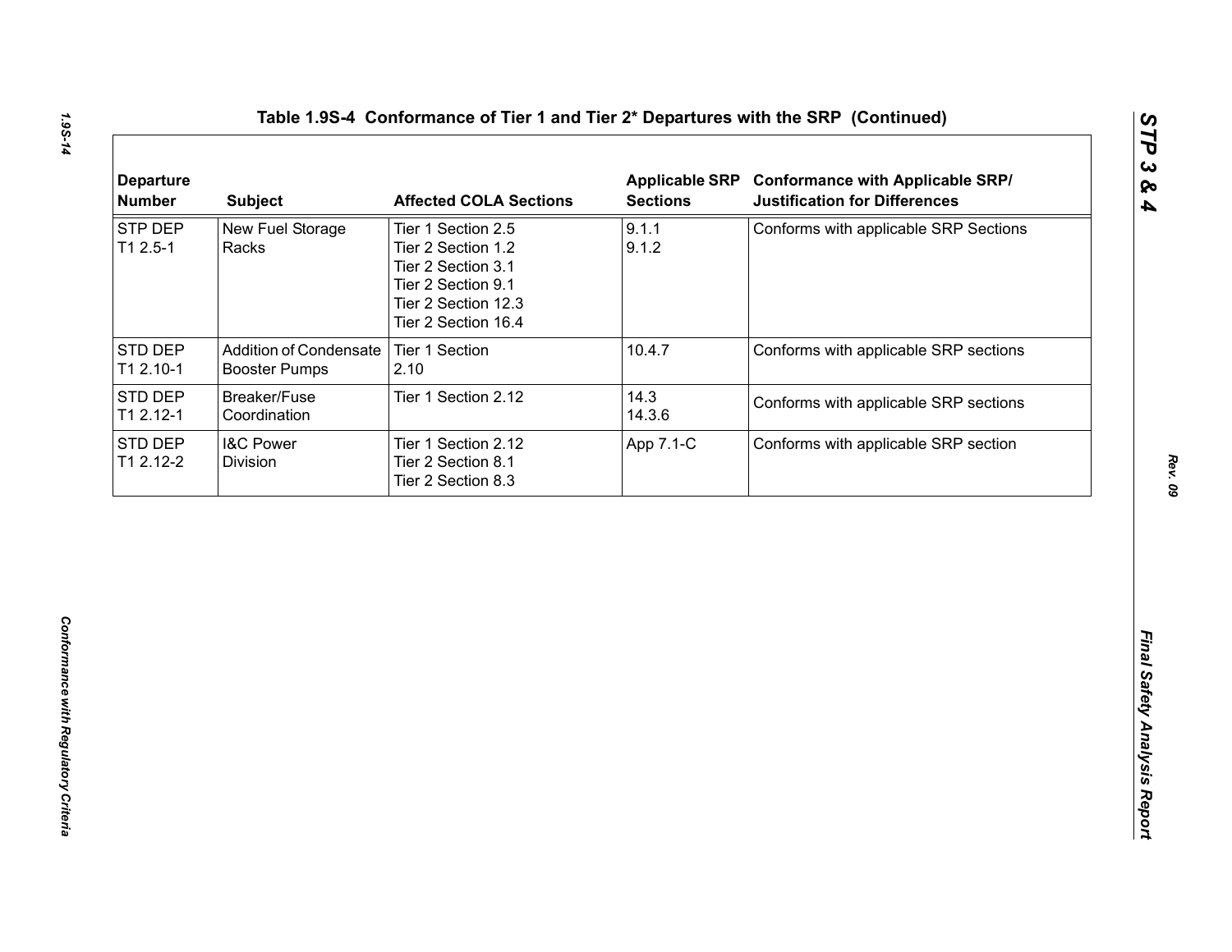# Table 1.9S-4 Conformance of Tier 1 and Tier 2* Departures with the SRP (Continued)

| Departure Number | Subject | Affected COLA Sections | Applicable SRP Sections | Conformance with Applicable SRP/ Justification for Differences |
|---|---|---|---|---|
| STP DEP T1 2.5-1 | New Fuel Storage Racks | Tier 1 Section 2.5<br>Tier 2 Section 1.2<br>Tier 2 Section 3.1<br>Tier 2 Section 9.1<br>Tier 2 Section 12.3<br>Tier 2 Section 16.4 | 9.1.1<br>9.1.2 | Conforms with applicable SRP Sections |
| STD DEP T1 2.10-1 | Addition of Condensate Booster Pumps | Tier 1 Section 2.10 | 10.4.7 | Conforms with applicable SRP sections |
| STD DEP T1 2.12-1 | Breaker/Fuse Coordination | Tier 1 Section 2.12 | 14.3<br>14.3.6 | Conforms with applicable SRP sections |
| STD DEP T1 2.12-2 | I&C Power Division | Tier 1 Section 2.12<br>Tier 2 Section 8.1<br>Tier 2 Section 8.3 | App 7.1-C | Conforms with applicable SRP section |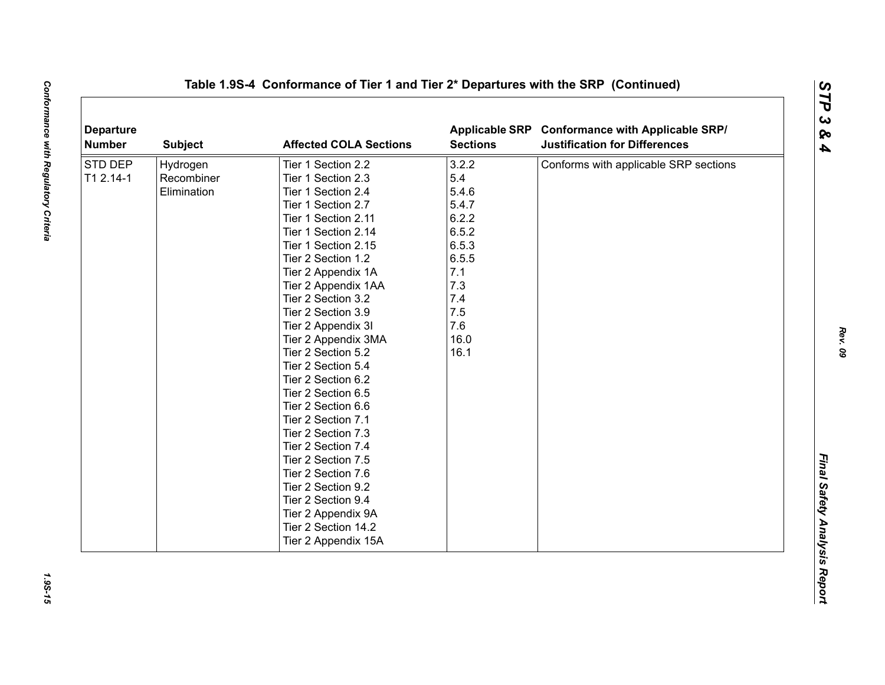## Table 1.9S-4 Conformance of Tier 1 and Tier 2* Departures with the SRP (Continued)

| Departure Number | Subject | Affected COLA Sections | Applicable SRP Sections | Conformance with Applicable SRP/ Justification for Differences |
|---|---|---|---|---|
| STD DEP T1 2.14-1 | Hydrogen Recombiner Elimination | Tier 1 Section 2.2<br>Tier 1 Section 2.3<br>Tier 1 Section 2.4<br>Tier 1 Section 2.7<br>Tier 1 Section 2.11<br>Tier 1 Section 2.14<br>Tier 1 Section 2.15<br>Tier 2 Section 1.2<br>Tier 2 Appendix 1A<br>Tier 2 Appendix 1AA<br>Tier 2 Section 3.2<br>Tier 2 Section 3.9<br>Tier 2 Appendix 3I<br>Tier 2 Appendix 3MA<br>Tier 2 Section 5.2<br>Tier 2 Section 5.4<br>Tier 2 Section 6.2<br>Tier 2 Section 6.5<br>Tier 2 Section 6.6<br>Tier 2 Section 7.1<br>Tier 2 Section 7.3<br>Tier 2 Section 7.4<br>Tier 2 Section 7.5<br>Tier 2 Section 7.6<br>Tier 2 Section 9.2<br>Tier 2 Section 9.4<br>Tier 2 Appendix 9A<br>Tier 2 Section 14.2<br>Tier 2 Appendix 15A | 3.2.2<br>5.4<br>5.4.6<br>5.4.7<br>6.2.2<br>6.5.2<br>6.5.3<br>6.5.5<br>7.1<br>7.3<br>7.4<br>7.5<br>7.6<br>16.0<br>16.1 | Conforms with applicable SRP sections |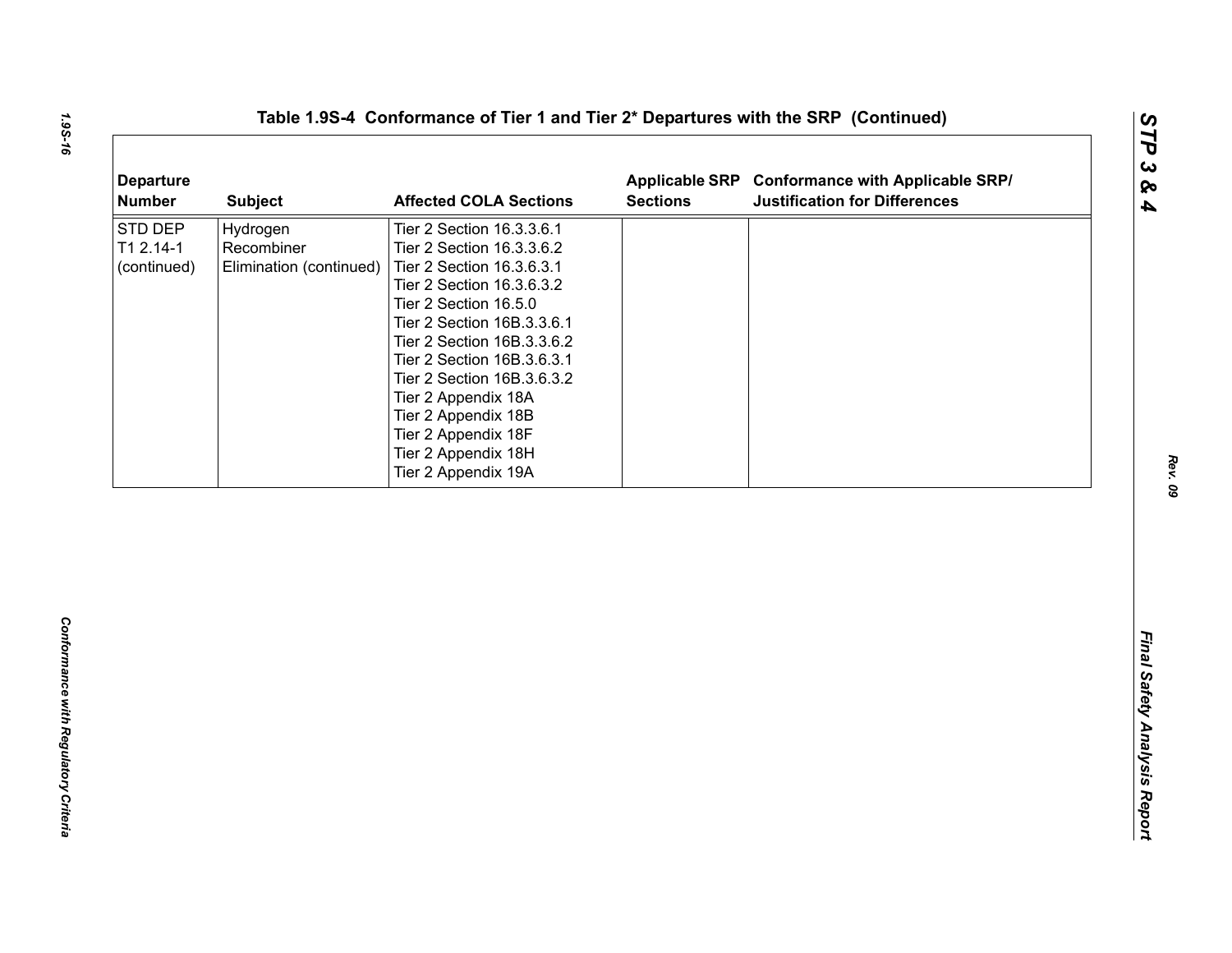## Table 1.9S-4 Conformance of Tier 1 and Tier 2* Departures with the SRP (Continued)

| Departure Number | Subject | Affected COLA Sections | Applicable SRP Sections | Conformance with Applicable SRP/ Justification for Differences |
|---|---|---|---|---|
| STD DEP T1 2.14-1 (continued) | Hydrogen Recombiner Elimination (continued) | Tier 2 Section 16.3.3.6.1<br>Tier 2 Section 16.3.3.6.2<br>Tier 2 Section 16.3.6.3.1<br>Tier 2 Section 16.3.6.3.2<br>Tier 2 Section 16.5.0<br>Tier 2 Section 16B.3.3.6.1<br>Tier 2 Section 16B.3.3.6.2<br>Tier 2 Section 16B.3.6.3.1<br>Tier 2 Section 16B.3.6.3.2<br>Tier 2 Appendix 18A<br>Tier 2 Appendix 18B<br>Tier 2 Appendix 18F<br>Tier 2 Appendix 18H<br>Tier 2 Appendix 19A | | |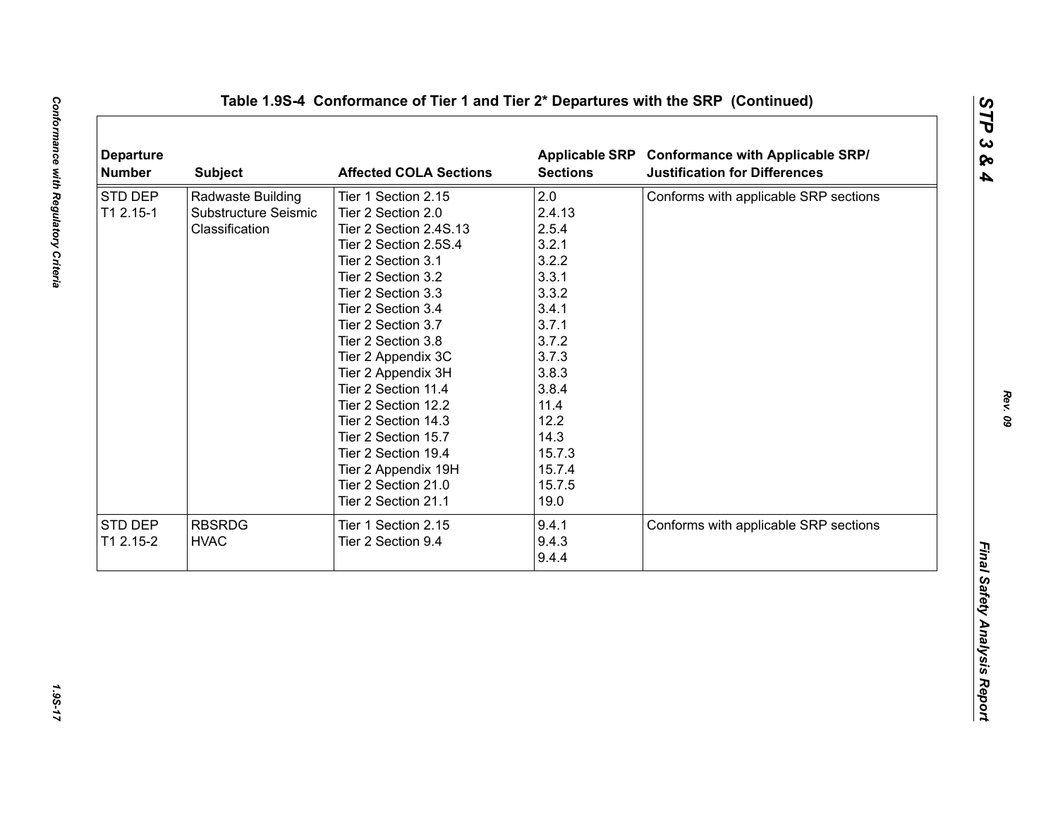**Table 1.9S-4 Conformance of Tier 1 and Tier 2* Departures with the SRP (Continued)**

| Departure Number | Subject | Affected COLA Sections | Applicable SRP Sections | Conformance with Applicable SRP/ Justification for Differences |
|---|---|---|---|---|
| STD DEP T1 2.15-1 | Radwaste Building Substructure Seismic Classification | Tier 1 Section 2.15<br>Tier 2 Section 2.0<br>Tier 2 Section 2.4S.13<br>Tier 2 Section 2.5S.4<br>Tier 2 Section 3.1<br>Tier 2 Section 3.2<br>Tier 2 Section 3.3<br>Tier 2 Section 3.4<br>Tier 2 Section 3.7<br>Tier 2 Section 3.8<br>Tier 2 Appendix 3C<br>Tier 2 Appendix 3H<br>Tier 2 Section 11.4<br>Tier 2 Section 12.2<br>Tier 2 Section 14.3<br>Tier 2 Section 15.7<br>Tier 2 Section 19.4<br>Tier 2 Appendix 19H<br>Tier 2 Section 21.0<br>Tier 2 Section 21.1 | 2.0<br>2.4.13<br>2.5.4<br>3.2.1<br>3.2.2<br>3.3.1<br>3.3.2<br>3.4.1<br>3.7.1<br>3.7.2<br>3.7.3<br>3.8.3<br>3.8.4<br>11.4<br>12.2<br>14.3<br>15.7.3<br>15.7.4<br>15.7.5<br>19.0 | Conforms with applicable SRP sections |
| STD DEP T1 2.15-2 | RBSRDG HVAC | Tier 1 Section 2.15<br>Tier 2 Section 9.4 | 9.4.1<br>9.4.3<br>9.4.4 | Conforms with applicable SRP sections |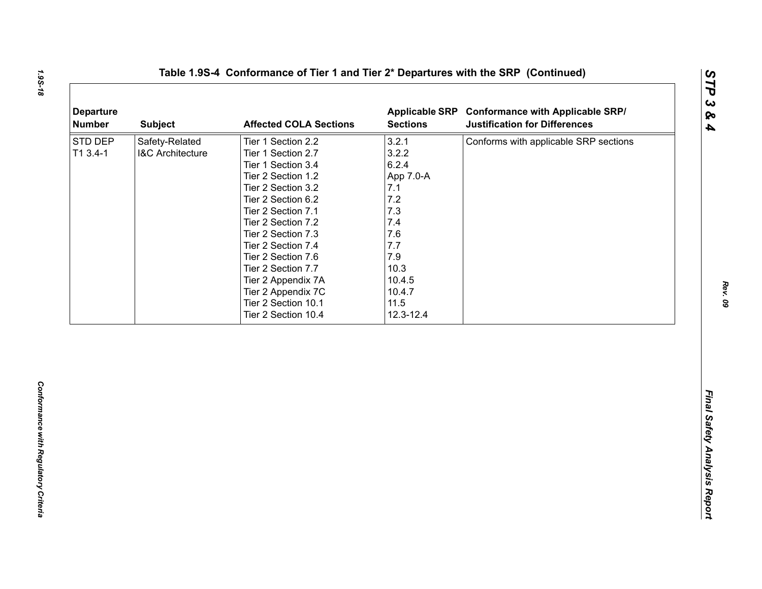## Table 1.9S-4 Conformance of Tier 1 and Tier 2* Departures with the SRP (Continued)

| Departure Number | Subject | Affected COLA Sections | Applicable SRP Sections | Conformance with Applicable SRP/ Justification for Differences |
|---|---|---|---|---|
| STD DEP T1 3.4-1 | Safety-Related I&C Architecture | Tier 1 Section 2.2<br>Tier 1 Section 2.7<br>Tier 1 Section 3.4<br>Tier 2 Section 1.2<br>Tier 2 Section 3.2<br>Tier 2 Section 6.2<br>Tier 2 Section 7.1<br>Tier 2 Section 7.2<br>Tier 2 Section 7.3<br>Tier 2 Section 7.4<br>Tier 2 Section 7.6<br>Tier 2 Section 7.7<br>Tier 2 Appendix 7A<br>Tier 2 Appendix 7C<br>Tier 2 Section 10.1<br>Tier 2 Section 10.4 | 3.2.1<br>3.2.2<br>6.2.4<br>App 7.0-A<br>7.1<br>7.2<br>7.3<br>7.4<br>7.6<br>7.7<br>7.9<br>10.3<br>10.4.5<br>10.4.7<br>11.5<br>12.3-12.4 | Conforms with applicable SRP sections |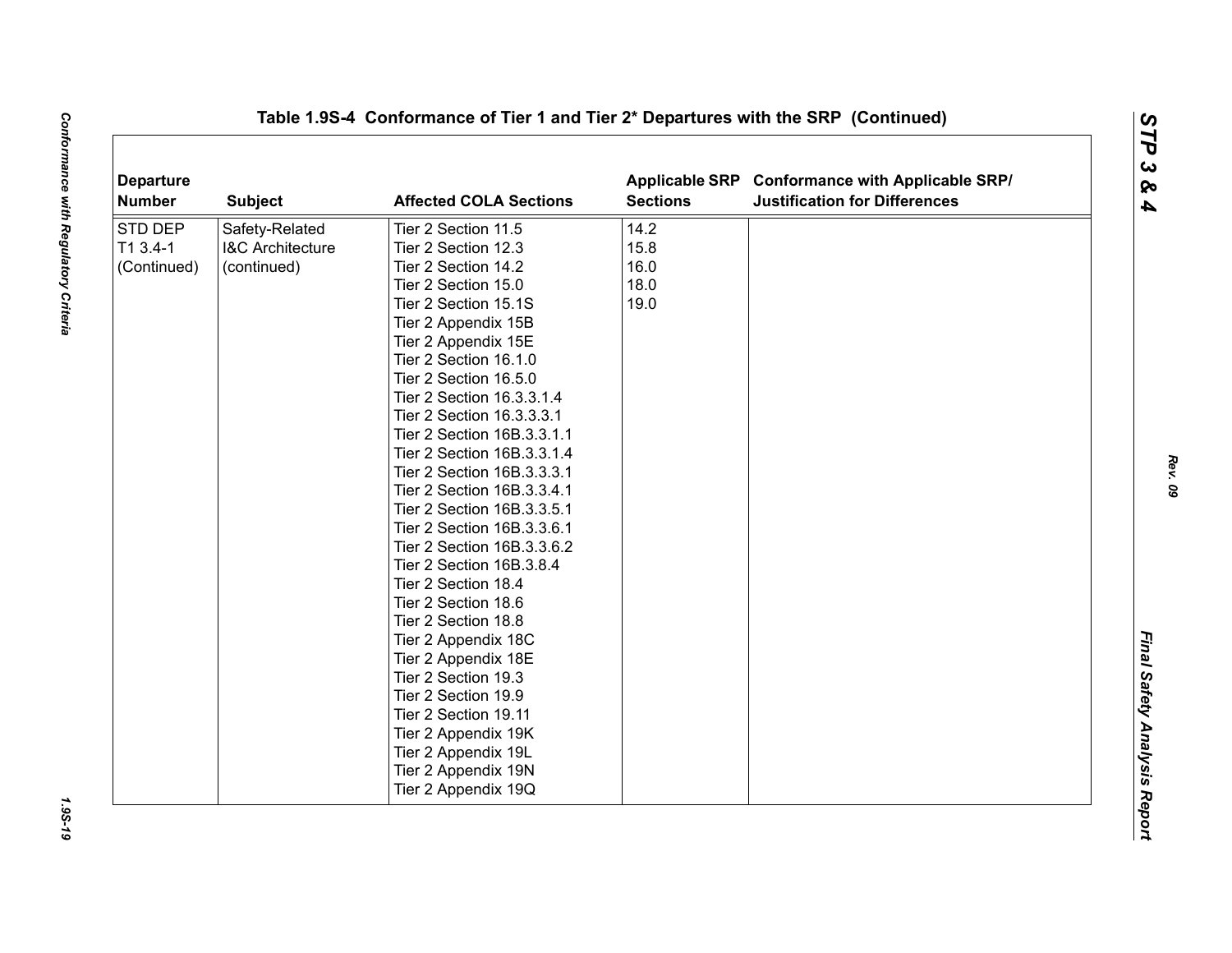**Table 1.9S-4 Conformance of Tier 1 and Tier 2* Departures with the SRP (Continued)**

| Departure Number | Subject | Affected COLA Sections | Applicable SRP Sections | Conformance with Applicable SRP/ Justification for Differences |
|---|---|---|---|---|
| STD DEP T1 3.4-1 (Continued) | Safety-Related I&C Architecture (continued) | Tier 2 Section 11.5<br>Tier 2 Section 12.3<br>Tier 2 Section 14.2<br>Tier 2 Section 15.0<br>Tier 2 Section 15.1S<br>Tier 2 Appendix 15B<br>Tier 2 Appendix 15E<br>Tier 2 Section 16.1.0<br>Tier 2 Section 16.5.0<br>Tier 2 Section 16.3.3.1.4<br>Tier 2 Section 16.3.3.3.1<br>Tier 2 Section 16B.3.3.1.1<br>Tier 2 Section 16B.3.3.1.4<br>Tier 2 Section 16B.3.3.3.1<br>Tier 2 Section 16B.3.3.4.1<br>Tier 2 Section 16B.3.3.5.1<br>Tier 2 Section 16B.3.3.6.1<br>Tier 2 Section 16B.3.3.6.2<br>Tier 2 Section 16B.3.8.4<br>Tier 2 Section 18.4<br>Tier 2 Section 18.6<br>Tier 2 Section 18.8<br>Tier 2 Appendix 18C<br>Tier 2 Appendix 18E<br>Tier 2 Section 19.3<br>Tier 2 Section 19.9<br>Tier 2 Section 19.11<br>Tier 2 Appendix 19K<br>Tier 2 Appendix 19L<br>Tier 2 Appendix 19N<br>Tier 2 Appendix 19Q | 14.2<br>15.8<br>16.0<br>18.0<br>19.0 | |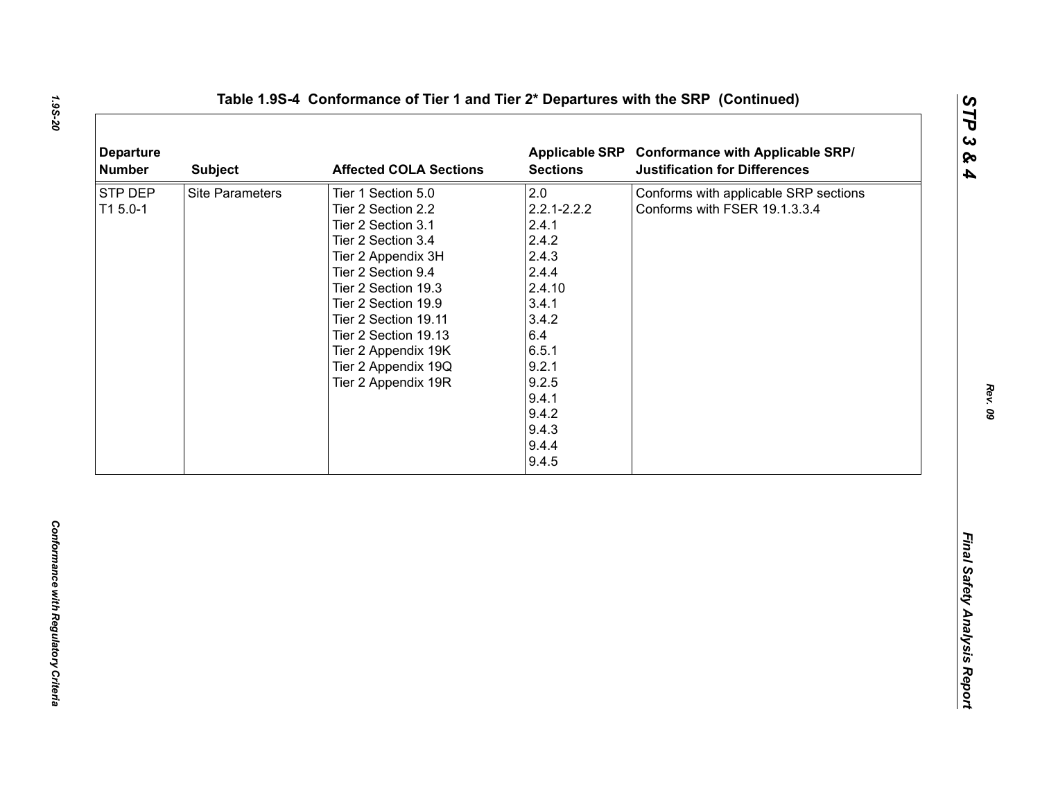## Table 1.9S-4 Conformance of Tier 1 and Tier 2* Departures with the SRP (Continued)

| Departure Number | Subject | Affected COLA Sections | Applicable SRP Sections | Conformance with Applicable SRP/ Justification for Differences |
|---|---|---|---|---|
| STP DEP T1 5.0-1 | Site Parameters | Tier 1 Section 5.0<br>Tier 2 Section 2.2<br>Tier 2 Section 3.1<br>Tier 2 Section 3.4<br>Tier 2 Appendix 3H<br>Tier 2 Section 9.4<br>Tier 2 Section 19.3<br>Tier 2 Section 19.9<br>Tier 2 Section 19.11<br>Tier 2 Section 19.13<br>Tier 2 Appendix 19K<br>Tier 2 Appendix 19Q<br>Tier 2 Appendix 19R | 2.0<br>2.2.1-2.2.2<br>2.4.1<br>2.4.2<br>2.4.3<br>2.4.4<br>2.4.10<br>3.4.1<br>3.4.2<br>6.4<br>6.5.1<br>9.2.1<br>9.2.5<br>9.4.1<br>9.4.2<br>9.4.3<br>9.4.4<br>9.4.5 | Conforms with applicable SRP sections<br>Conforms with FSER 19.1.3.3.4 |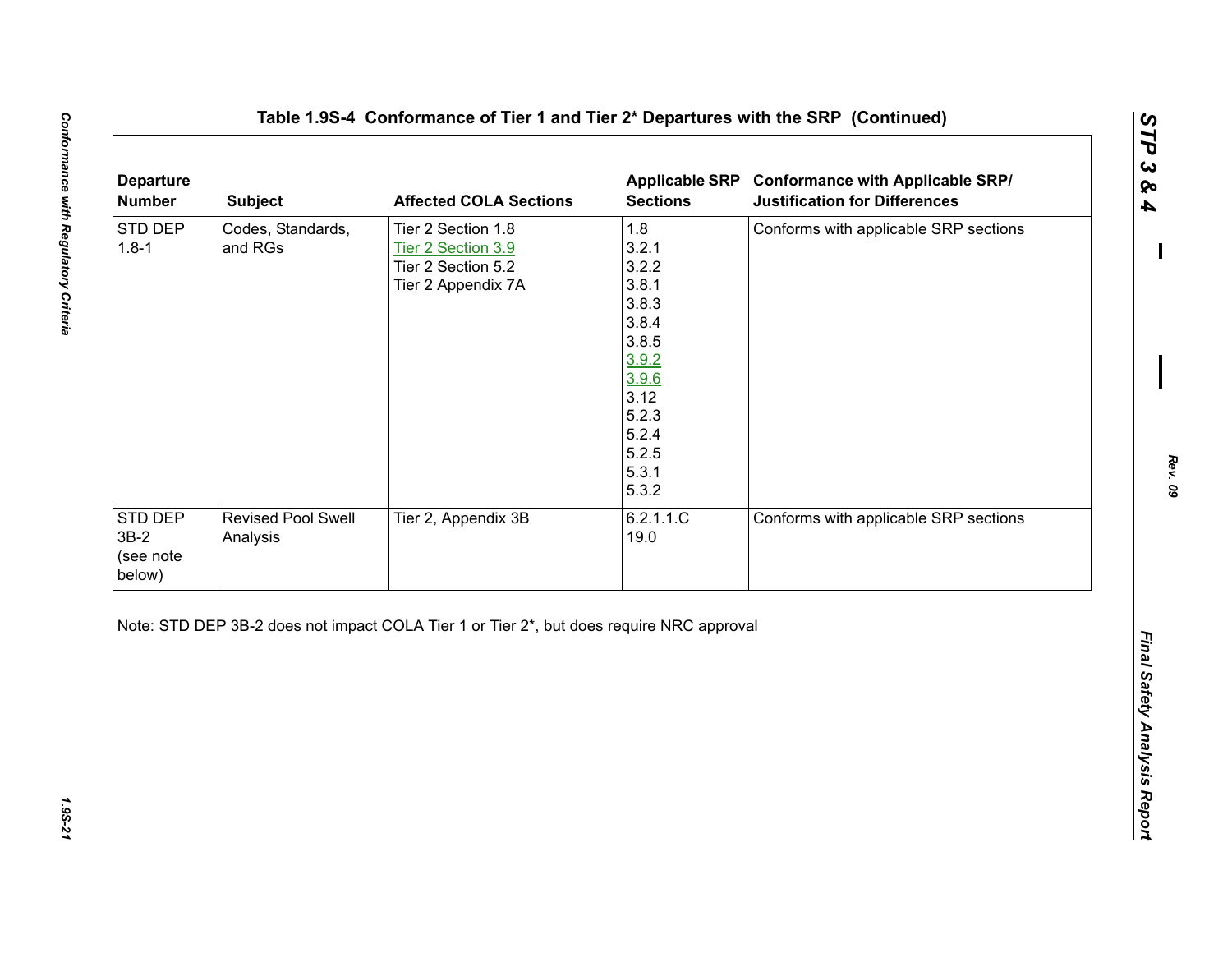## Table 1.9S-4 Conformance of Tier 1 and Tier 2* Departures with the SRP (Continued)

| Departure Number | Subject | Affected COLA Sections | Applicable SRP Sections | Conformance with Applicable SRP/ Justification for Differences |
|---|---|---|---|---|
| STD DEP 1.8-1 | Codes, Standards, and RGs | Tier 2 Section 1.8<br>Tier 2 Section 3.9<br>Tier 2 Section 5.2<br>Tier 2 Appendix 7A | 1.8<br>3.2.1<br>3.2.2<br>3.8.1<br>3.8.3<br>3.8.4<br>3.8.5<br>3.9.2<br>3.9.6<br>3.12<br>5.2.3<br>5.2.4<br>5.2.5<br>5.3.1<br>5.3.2 | Conforms with applicable SRP sections |
| STD DEP 3B-2 (see note below) | Revised Pool Swell Analysis | Tier 2, Appendix 3B | 6.2.1.1.C<br>19.0 | Conforms with applicable SRP sections |

Note: STD DEP 3B-2 does not impact COLA Tier 1 or Tier 2*, but does require NRC approval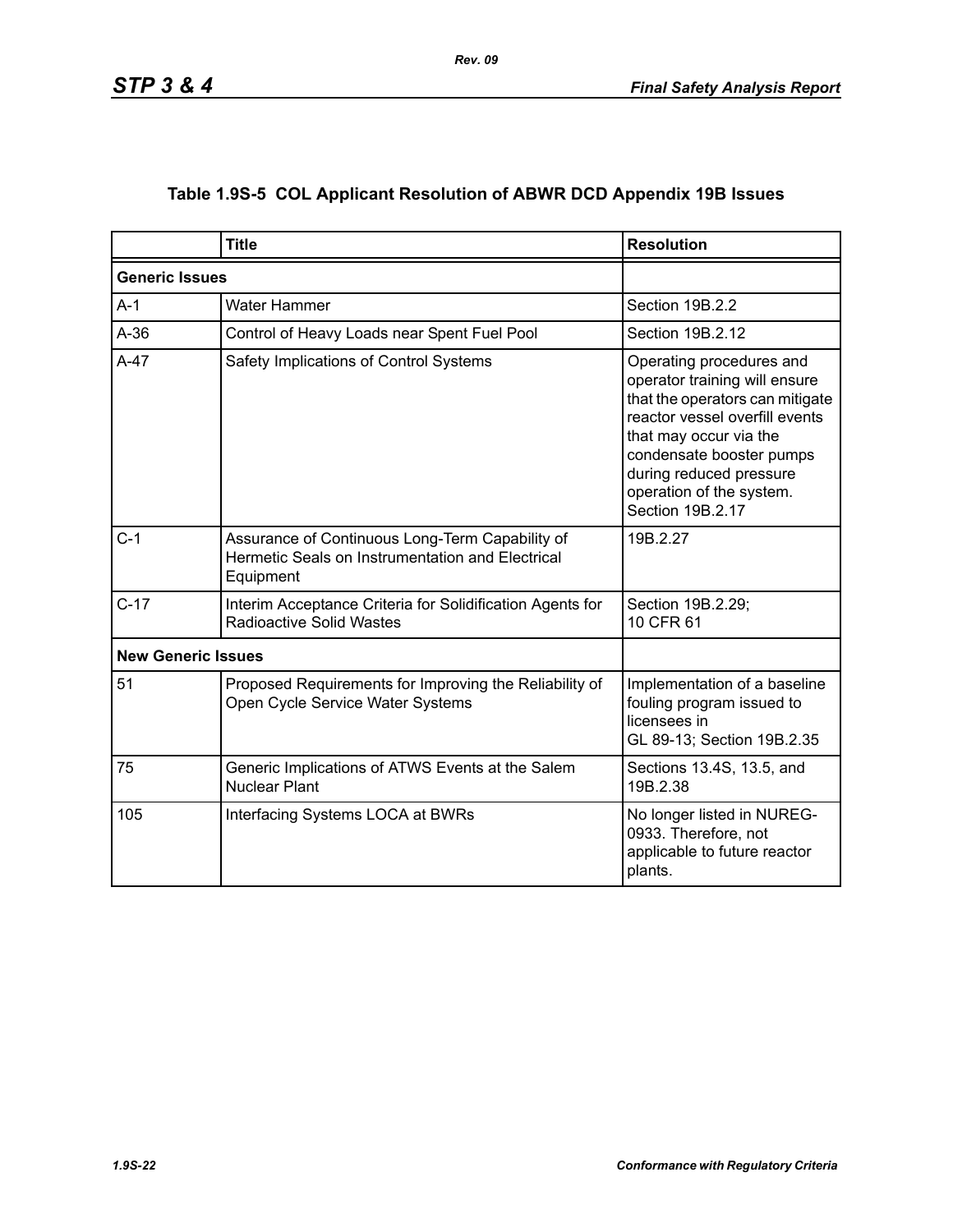# Table 1.9S-5 COL Applicant Resolution of ABWR DCD Appendix 19B Issues

| | Title | Resolution |
|---|---|---|
| **Generic Issues** | | |
| A-1 | Water Hammer | Section 19B.2.2 |
| A-36 | Control of Heavy Loads near Spent Fuel Pool | Section 19B.2.12 |
| A-47 | Safety Implications of Control Systems | Operating procedures and operator training will ensure that the operators can mitigate reactor vessel overfill events that may occur via the condensate booster pumps during reduced pressure operation of the system. Section 19B.2.17 |
| C-1 | Assurance of Continuous Long-Term Capability of Hermetic Seals on Instrumentation and Electrical Equipment | 19B.2.27 |
| C-17 | Interim Acceptance Criteria for Solidification Agents for Radioactive Solid Wastes | Section 19B.2.29; 10 CFR 61 |
| **New Generic Issues** | | |
| 51 | Proposed Requirements for Improving the Reliability of Open Cycle Service Water Systems | Implementation of a baseline fouling program issued to licensees in GL 89-13; Section 19B.2.35 |
| 75 | Generic Implications of ATWS Events at the Salem Nuclear Plant | Sections 13.4S, 13.5, and 19B.2.38 |
| 105 | Interfacing Systems LOCA at BWRs | No longer listed in NUREG-0933. Therefore, not applicable to future reactor plants. |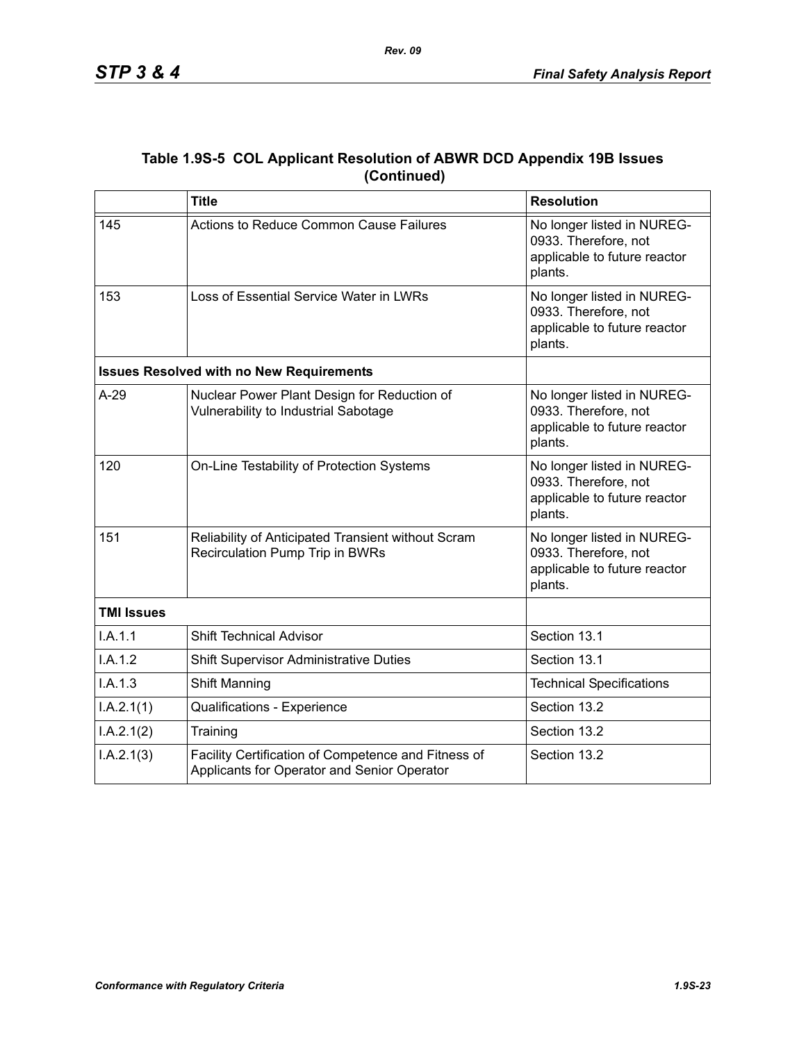### Table 1.9S-5 COL Applicant Resolution of ABWR DCD Appendix 19B Issues (Continued)

| | Title | Resolution |
|---|---|---|
| 145 | Actions to Reduce Common Cause Failures | No longer listed in NUREG-0933. Therefore, not applicable to future reactor plants. |
| 153 | Loss of Essential Service Water in LWRs | No longer listed in NUREG-0933. Therefore, not applicable to future reactor plants. |
| **Issues Resolved with no New Requirements** | | |
| A-29 | Nuclear Power Plant Design for Reduction of Vulnerability to Industrial Sabotage | No longer listed in NUREG-0933. Therefore, not applicable to future reactor plants. |
| 120 | On-Line Testability of Protection Systems | No longer listed in NUREG-0933. Therefore, not applicable to future reactor plants. |
| 151 | Reliability of Anticipated Transient without Scram Recirculation Pump Trip in BWRs | No longer listed in NUREG-0933. Therefore, not applicable to future reactor plants. |
| **TMI Issues** | | |
| I.A.1.1 | Shift Technical Advisor | Section 13.1 |
| I.A.1.2 | Shift Supervisor Administrative Duties | Section 13.1 |
| I.A.1.3 | Shift Manning | Technical Specifications |
| I.A.2.1(1) | Qualifications - Experience | Section 13.2 |
| I.A.2.1(2) | Training | Section 13.2 |
| I.A.2.1(3) | Facility Certification of Competence and Fitness of Applicants for Operator and Senior Operator | Section 13.2 |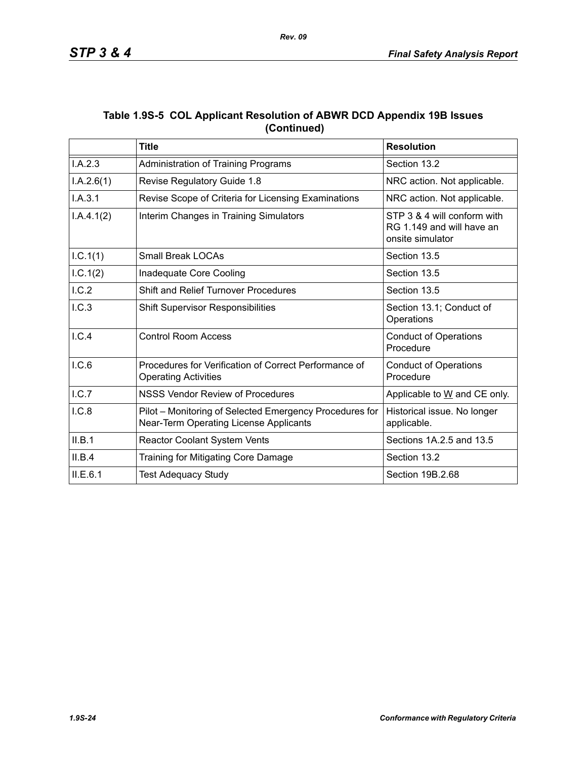**Table 1.9S-5 COL Applicant Resolution of ABWR DCD Appendix 19B Issues (Continued)**

| | Title | Resolution |
|---|---|---|
| I.A.2.3 | Administration of Training Programs | Section 13.2 |
| I.A.2.6(1) | Revise Regulatory Guide 1.8 | NRC action. Not applicable. |
| I.A.3.1 | Revise Scope of Criteria for Licensing Examinations | NRC action. Not applicable. |
| I.A.4.1(2) | Interim Changes in Training Simulators | STP 3 & 4 will conform with RG 1.149 and will have an onsite simulator |
| I.C.1(1) | Small Break LOCAs | Section 13.5 |
| I.C.1(2) | Inadequate Core Cooling | Section 13.5 |
| I.C.2 | Shift and Relief Turnover Procedures | Section 13.5 |
| I.C.3 | Shift Supervisor Responsibilities | Section 13.1; Conduct of Operations |
| I.C.4 | Control Room Access | Conduct of Operations Procedure |
| I.C.6 | Procedures for Verification of Correct Performance of Operating Activities | Conduct of Operations Procedure |
| I.C.7 | NSSS Vendor Review of Procedures | Applicable to W and CE only. |
| I.C.8 | Pilot – Monitoring of Selected Emergency Procedures for Near-Term Operating License Applicants | Historical issue. No longer applicable. |
| II.B.1 | Reactor Coolant System Vents | Sections 1A.2.5 and 13.5 |
| II.B.4 | Training for Mitigating Core Damage | Section 13.2 |
| II.E.6.1 | Test Adequacy Study | Section 19B.2.68 |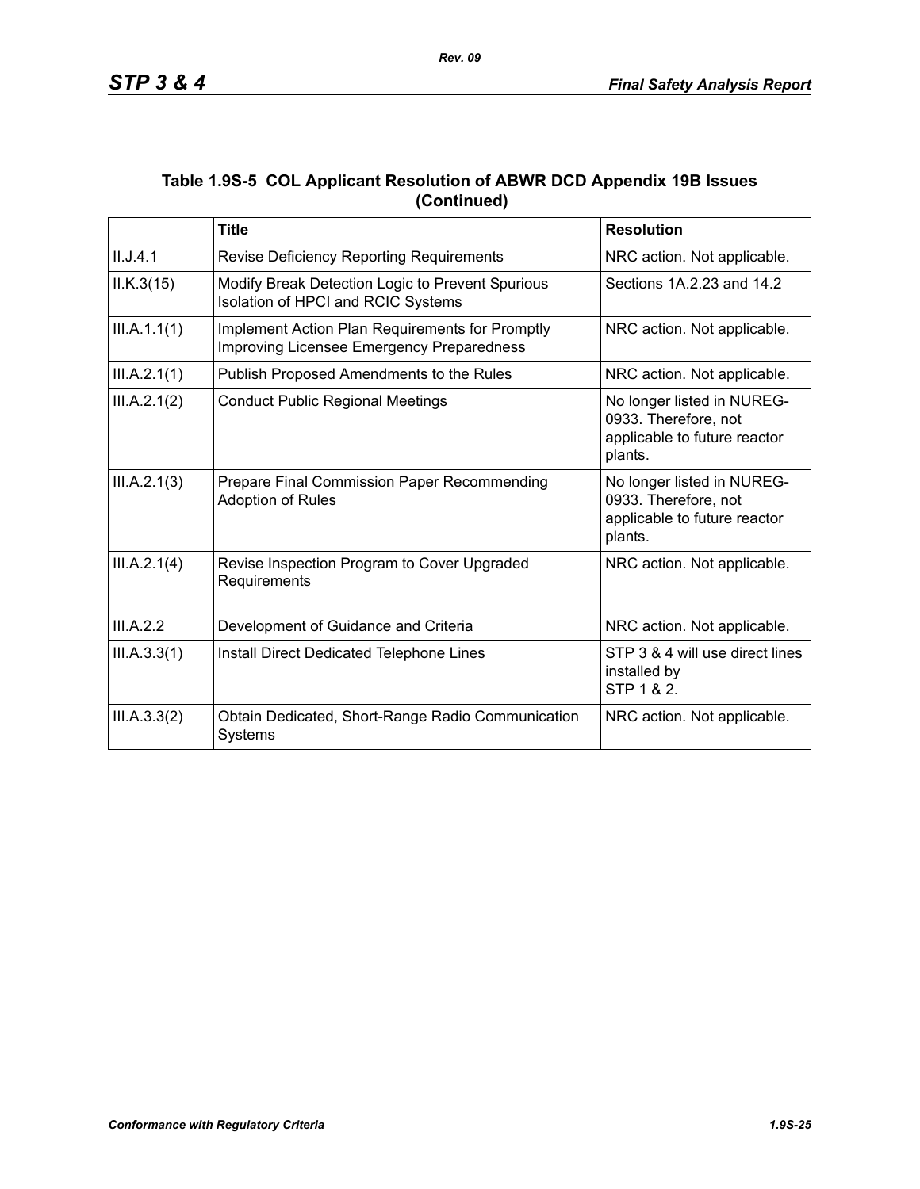### Table 1.9S-5 COL Applicant Resolution of ABWR DCD Appendix 19B Issues (Continued)

| | Title | Resolution |
|---|---|---|
| II.J.4.1 | Revise Deficiency Reporting Requirements | NRC action. Not applicable. |
| II.K.3(15) | Modify Break Detection Logic to Prevent Spurious Isolation of HPCI and RCIC Systems | Sections 1A.2.23 and 14.2 |
| III.A.1.1(1) | Implement Action Plan Requirements for Promptly Improving Licensee Emergency Preparedness | NRC action. Not applicable. |
| III.A.2.1(1) | Publish Proposed Amendments to the Rules | NRC action. Not applicable. |
| III.A.2.1(2) | Conduct Public Regional Meetings | No longer listed in NUREG-0933. Therefore, not applicable to future reactor plants. |
| III.A.2.1(3) | Prepare Final Commission Paper Recommending Adoption of Rules | No longer listed in NUREG-0933. Therefore, not applicable to future reactor plants. |
| III.A.2.1(4) | Revise Inspection Program to Cover Upgraded Requirements | NRC action. Not applicable. |
| III.A.2.2 | Development of Guidance and Criteria | NRC action. Not applicable. |
| III.A.3.3(1) | Install Direct Dedicated Telephone Lines | STP 3 & 4 will use direct lines installed by STP 1 & 2. |
| III.A.3.3(2) | Obtain Dedicated, Short-Range Radio Communication Systems | NRC action. Not applicable. |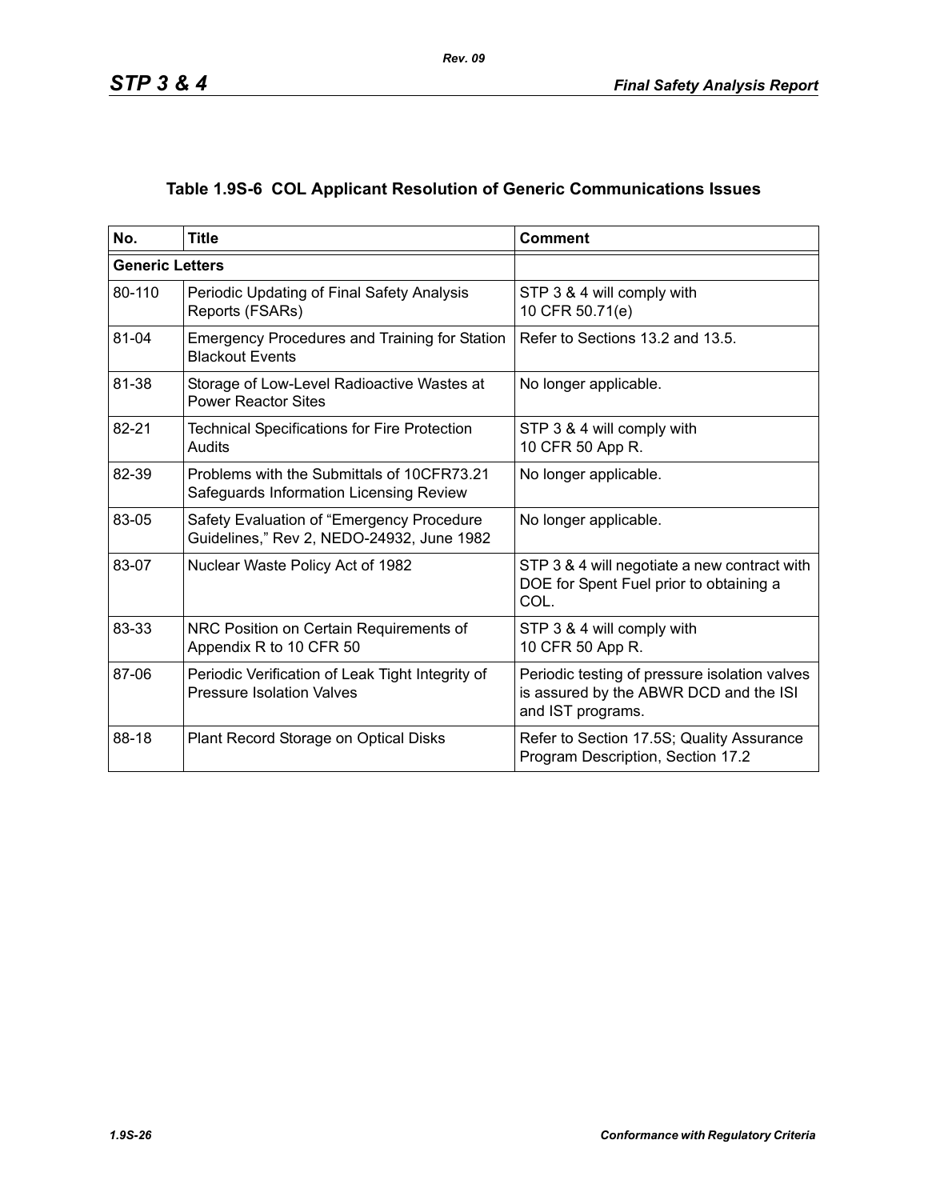### Table 1.9S-6 COL Applicant Resolution of Generic Communications Issues

| No. | Title | Comment |
| --- | --- | --- |
| **Generic Letters** | | |
| 80-110 | Periodic Updating of Final Safety Analysis Reports (FSARs) | STP 3 & 4 will comply with 10 CFR 50.71(e) |
| 81-04 | Emergency Procedures and Training for Station Blackout Events | Refer to Sections 13.2 and 13.5. |
| 81-38 | Storage of Low-Level Radioactive Wastes at Power Reactor Sites | No longer applicable. |
| 82-21 | Technical Specifications for Fire Protection Audits | STP 3 & 4 will comply with 10 CFR 50 App R. |
| 82-39 | Problems with the Submittals of 10CFR73.21 Safeguards Information Licensing Review | No longer applicable. |
| 83-05 | Safety Evaluation of "Emergency Procedure Guidelines," Rev 2, NEDO-24932, June 1982 | No longer applicable. |
| 83-07 | Nuclear Waste Policy Act of 1982 | STP 3 & 4 will negotiate a new contract with DOE for Spent Fuel prior to obtaining a COL. |
| 83-33 | NRC Position on Certain Requirements of Appendix R to 10 CFR 50 | STP 3 & 4 will comply with 10 CFR 50 App R. |
| 87-06 | Periodic Verification of Leak Tight Integrity of Pressure Isolation Valves | Periodic testing of pressure isolation valves is assured by the ABWR DCD and the ISI and IST programs. |
| 88-18 | Plant Record Storage on Optical Disks | Refer to Section 17.5S; Quality Assurance Program Description, Section 17.2 |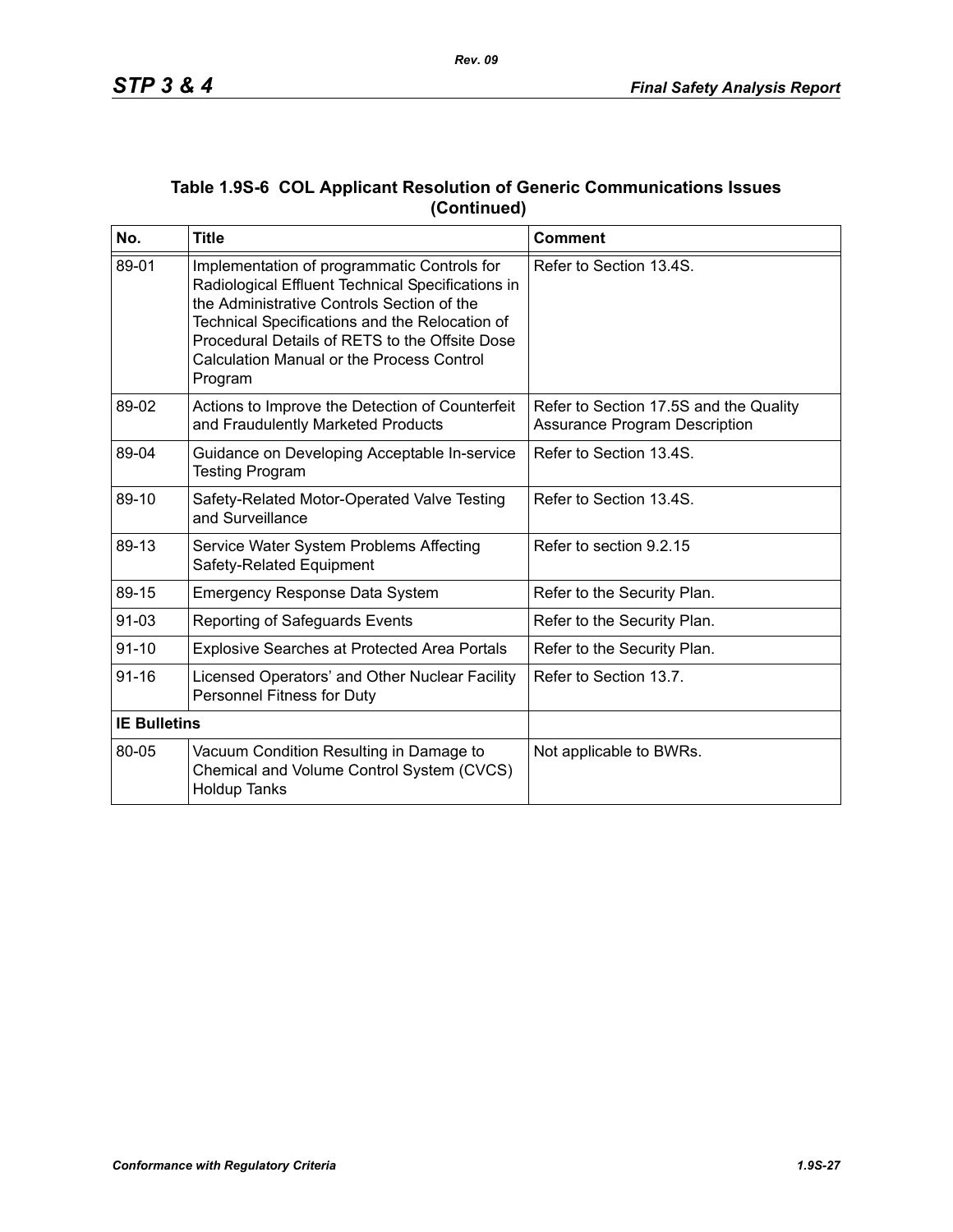### Table 1.9S-6 COL Applicant Resolution of Generic Communications Issues (Continued)

| No. | Title | Comment |
|---|---|---|
| 89-01 | Implementation of programmatic Controls for Radiological Effluent Technical Specifications in the Administrative Controls Section of the Technical Specifications and the Relocation of Procedural Details of RETS to the Offsite Dose Calculation Manual or the Process Control Program | Refer to Section 13.4S. |
| 89-02 | Actions to Improve the Detection of Counterfeit and Fraudulently Marketed Products | Refer to Section 17.5S and the Quality Assurance Program Description |
| 89-04 | Guidance on Developing Acceptable In-service Testing Program | Refer to Section 13.4S. |
| 89-10 | Safety-Related Motor-Operated Valve Testing and Surveillance | Refer to Section 13.4S. |
| 89-13 | Service Water System Problems Affecting Safety-Related Equipment | Refer to section 9.2.15 |
| 89-15 | Emergency Response Data System | Refer to the Security Plan. |
| 91-03 | Reporting of Safeguards Events | Refer to the Security Plan. |
| 91-10 | Explosive Searches at Protected Area Portals | Refer to the Security Plan. |
| 91-16 | Licensed Operators' and Other Nuclear Facility Personnel Fitness for Duty | Refer to Section 13.7. |
| **IE Bulletins** | | |
| 80-05 | Vacuum Condition Resulting in Damage to Chemical and Volume Control System (CVCS) Holdup Tanks | Not applicable to BWRs. |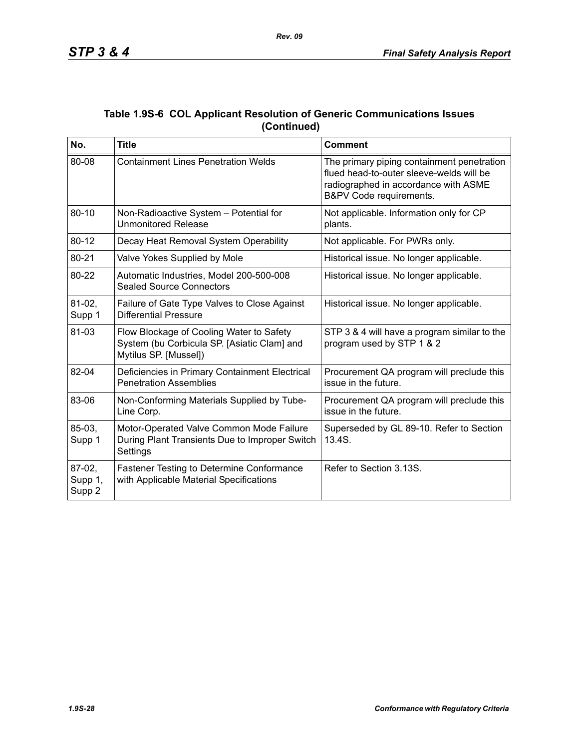## Table 1.9S-6 COL Applicant Resolution of Generic Communications Issues (Continued)

| No. | Title | Comment |
|---|---|---|
| 80-08 | Containment Lines Penetration Welds | The primary piping containment penetration flued head-to-outer sleeve-welds will be radiographed in accordance with ASME B&PV Code requirements. |
| 80-10 | Non-Radioactive System – Potential for Unmonitored Release | Not applicable. Information only for CP plants. |
| 80-12 | Decay Heat Removal System Operability | Not applicable. For PWRs only. |
| 80-21 | Valve Yokes Supplied by Mole | Historical issue. No longer applicable. |
| 80-22 | Automatic Industries, Model 200-500-008 Sealed Source Connectors | Historical issue. No longer applicable. |
| 81-02, Supp 1 | Failure of Gate Type Valves to Close Against Differential Pressure | Historical issue. No longer applicable. |
| 81-03 | Flow Blockage of Cooling Water to Safety System (bu Corbicula SP. [Asiatic Clam] and Mytilus SP. [Mussel]) | STP 3 & 4 will have a program similar to the program used by STP 1 & 2 |
| 82-04 | Deficiencies in Primary Containment Electrical Penetration Assemblies | Procurement QA program will preclude this issue in the future. |
| 83-06 | Non-Conforming Materials Supplied by Tube-Line Corp. | Procurement QA program will preclude this issue in the future. |
| 85-03, Supp 1 | Motor-Operated Valve Common Mode Failure During Plant Transients Due to Improper Switch Settings | Superseded by GL 89-10. Refer to Section 13.4S. |
| 87-02, Supp 1, Supp 2 | Fastener Testing to Determine Conformance with Applicable Material Specifications | Refer to Section 3.13S. |